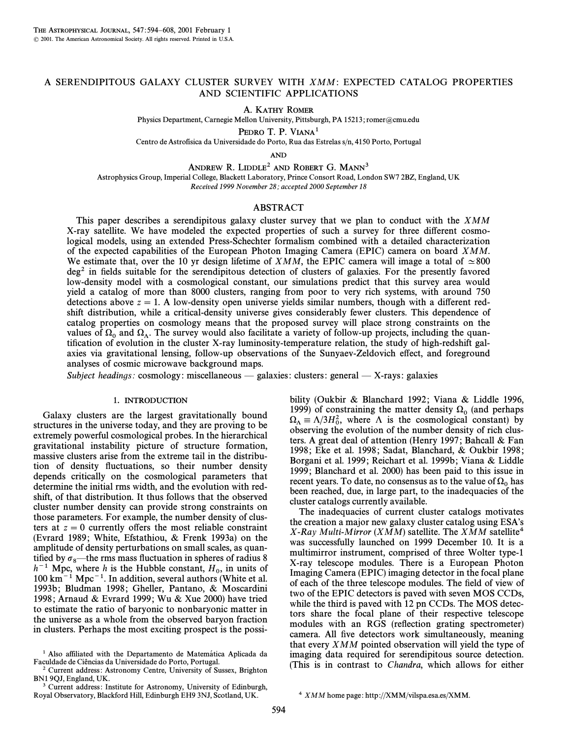# A SERENDIPITOUS GALAXY CLUSTER SURVEY WITH *XMM*: EXPECTED CATALOG PROPERTIES AND SCIENTIFIC APPLICATIONS

A. Kathy Romer

Physics Department, Carnegie Mellon University, Pittsburgh, PA 15213; romer@cmu.edu

Pedro T. P. Viana[1]

Centro de Astrofísica da Universidade do Porto, Rua das Estrelas s/n, 4150 Porto, Portugal

and

Andrew R. Liddle[2] and Robert G. Mann[3]

Astrophysics Group, Imperial College, Blackett Laboratory, Prince Consort Road, London SW7 2BZ, England, UK

*Received 1999 November 28; accepted 2000 September 18*

## ABSTRACT

This paper describes a serendipitous galaxy cluster survey that we plan to conduct with the *XMM* X-ray satellite. We have modeled the expected properties of such a survey for three different cosmological models, using an extended Press-Schechter formalism combined with a detailed characterization of the expected capabilities of the European Photon Imaging Camera (EPIC) camera on board *XMM*. We estimate that, over the 10 yr design lifetime of *XMM*, the EPIC camera will image a total of $\simeq 800$ deg$^2$ in fields suitable for the serendipitous detection of clusters of galaxies. For the presently favored low-density model with a cosmological constant, our simulations predict that this survey area would yield a catalog of more than 8000 clusters, ranging from poor to very rich systems, with around 750 detections above $z = 1$. A low-density open universe yields similar numbers, though with a different redshift distribution, while a critical-density universe gives considerably fewer clusters. This dependence of catalog properties on cosmology means that the proposed survey will place strong constraints on the values of $\Omega_0$ and $\Omega_\Lambda$. The survey would also facilitate a variety of follow-up projects, including the quantification of evolution in the cluster X-ray luminosity-temperature relation, the study of high-redshift galaxies via gravitational lensing, follow-up observations of the Sunyaev-Zeldovich effect, and foreground analyses of cosmic microwave background maps.

*Subject headings:* cosmology: miscellaneous — galaxies: clusters: general — X-rays: galaxies

## 1. INTRODUCTION

Galaxy clusters are the largest gravitationally bound structures in the universe today, and they are proving to be extremely powerful cosmological probes. In the hierarchical gravitational instability picture of structure formation, massive clusters arise from the extreme tail in the distribution of density fluctuations, so their number density depends critically on the cosmological parameters that determine the initial rms width, and the evolution with redshift, of that distribution. It thus follows that the observed cluster number density can provide strong constraints on those parameters. For example, the number density of clusters at $z = 0$ currently offers the most reliable constraint (Evrard 1989; White, Efstathiou, & Frenk 1993a) on the amplitude of density perturbations on small scales, as quantified by $\sigma_8$—the rms mass fluctuation in spheres of radius 8 $h^{-1}$ Mpc, where $h$ is the Hubble constant, $H_0$, in units of 100 km$^{-1}$ Mpc$^{-1}$. In addition, several authors (White et al. 1993b; Bludman 1998; Gheller, Pantano, & Moscardini 1998; Arnaud & Evrard 1999; Wu & Xue 2000) have tried to estimate the ratio of baryonic to nonbaryonic matter in the universe as a whole from the observed baryon fraction in clusters. Perhaps the most exciting prospect is the possibility (Oukbir & Blanchard 1992; Viana & Liddle 1996, 1999) of constraining the matter density $\Omega_0$ (and perhaps $\Omega_\Lambda \equiv \Lambda/3H_0^2$, where $\Lambda$ is the cosmological constant) by observing the evolution of the number density of rich clusters. A great deal of attention (Henry 1997; Bahcall & Fan 1998; Eke et al. 1998; Sadat, Blanchard, & Oukbir 1998; Borgani et al. 1999; Reichart et al. 1999b; Viana & Liddle 1999; Blanchard et al. 2000) has been paid to this issue in recent years. To date, no consensus as to the value of $\Omega_0$ has been reached, due, in large part, to the inadequacies of the cluster catalogs currently available.

The inadequacies of current cluster catalogs motivates the creation a major new galaxy cluster catalog using ESA's *X-Ray Multi-Mirror* (*XMM*) satellite. The *XMM* satellite[4] was successfully launched on 1999 December 10. It is a multimirror instrument, comprised of three Wolter type-1 X-ray telescope modules. There is a European Photon Imaging Camera (EPIC) imaging detector in the focal plane of each of the three telescope modules. The field of view of two of the EPIC detectors is paved with seven MOS CCDs, while the third is paved with 12 pn CCDs. The MOS detectors share the focal plane of their respective telescope modules with an RGS (reflection grating spectrometer) camera. All five detectors work simultaneously, meaning that every *XMM* pointed observation will yield the type of imaging data required for serendipitous source detection. (This is in contrast to *Chandra*, which allows for either

---

[1] Also affiliated with the Departamento de Matemática Aplicada da Faculdade de Ciências da Universidade do Porto, Portugal.

[2] Current address: Astronomy Centre, University of Sussex, Brighton BN1 9QJ, England, UK.

[3] Current address: Institute for Astronomy, University of Edinburgh, Royal Observatory, Blackford Hill, Edinburgh EH9 3NJ, Scotland, UK.

[4] *XMM* home page: http://XMM/vilspa.esa.es/XMM.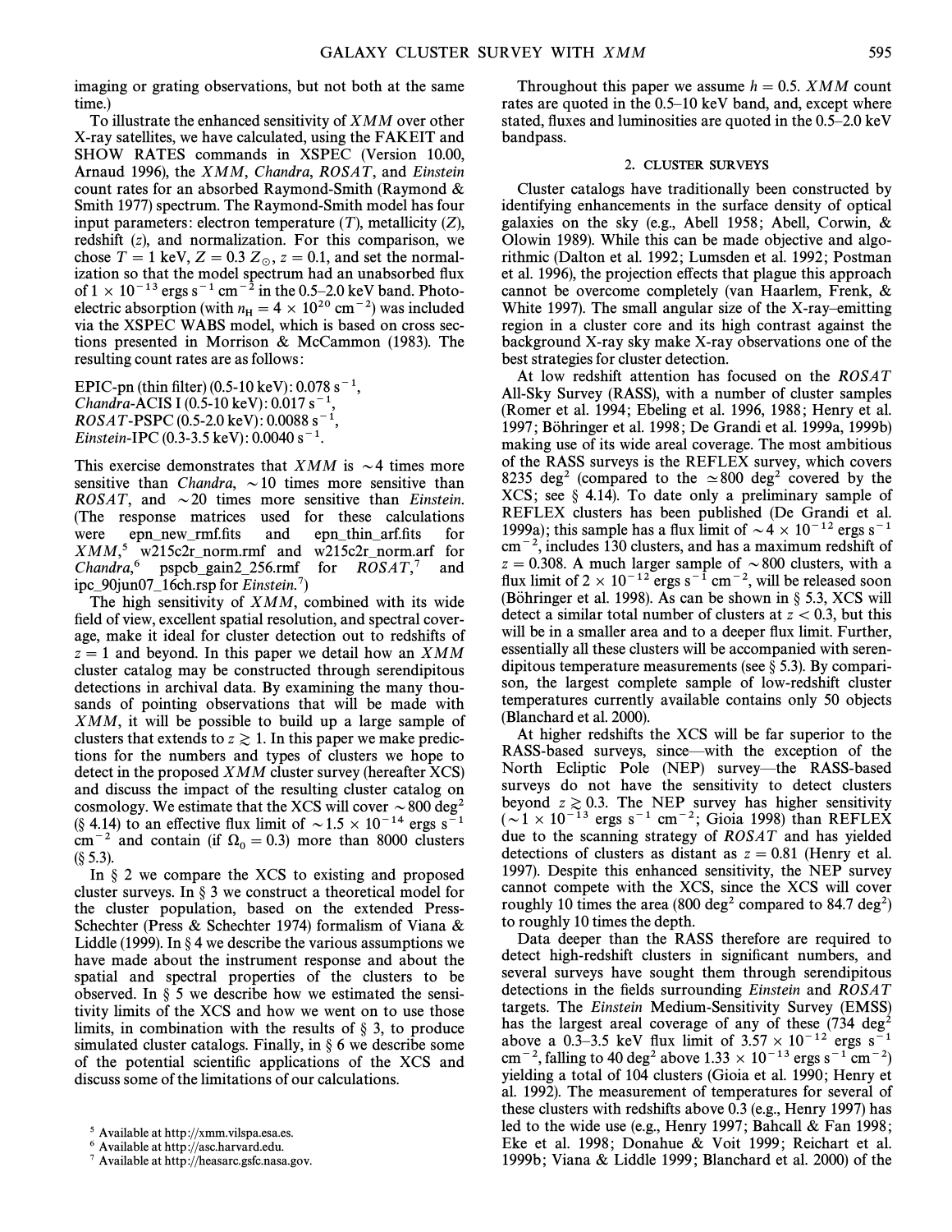imaging or grating observations, but not both at the same time.)

To illustrate the enhanced sensitivity of *XMM* over other X-ray satellites, we have calculated, using the FAKEIT and SHOW RATES commands in XSPEC (Version 10.00, Arnaud 1996), the *XMM*, *Chandra*, *ROSAT*, and *Einstein* count rates for an absorbed Raymond-Smith (Raymond & Smith 1977) spectrum. The Raymond-Smith model has four input parameters: electron temperature ($T$), metallicity ($Z$), redshift ($z$), and normalization. For this comparison, we chose $T = 1$ keV, $Z = 0.3\ Z_{\odot}$, $z = 0.1$, and set the normalization so that the model spectrum had an unabsorbed flux of $1 \times 10^{-13}$ ergs s$^{-1}$ cm$^{-2}$ in the 0.5–2.0 keV band. Photoelectric absorption (with $n_{\rm H} = 4 \times 10^{20}$ cm$^{-2}$) was included via the XSPEC WABS model, which is based on cross sections presented in Morrison & McCammon (1983). The resulting count rates are as follows:

EPIC-pn (thin filter) (0.5-10 keV): 0.078 s$^{-1}$,
*Chandra*-ACIS I (0.5-10 keV): 0.017 s$^{-1}$,
*ROSAT*-PSPC (0.5-2.0 keV): 0.0088 s$^{-1}$,
*Einstein*-IPC (0.3-3.5 keV): 0.0040 s$^{-1}$.

This exercise demonstrates that *XMM* is $\sim$4 times more sensitive than *Chandra*, $\sim$10 times more sensitive than *ROSAT*, and $\sim$20 times more sensitive than *Einstein*. (The response matrices used for these calculations were epn_new_rmf.fits and epn_thin_arf.fits for *XMM*,[5] w215c2r_norm.rmf and w215c2r_norm.arf for *Chandra*,[6] pspcb_gain2_256.rmf for *ROSAT*,[7] and ipc_90jun07_16ch.rsp for *Einstein*.[7])

The high sensitivity of *XMM*, combined with its wide field of view, excellent spatial resolution, and spectral coverage, make it ideal for cluster detection out to redshifts of $z = 1$ and beyond. In this paper we detail how an *XMM* cluster catalog may be constructed through serendipitous detections in archival data. By examining the many thousands of pointing observations that will be made with *XMM*, it will be possible to build up a large sample of clusters that extends to $z \gtrsim 1$. In this paper we make predictions for the numbers and types of clusters we hope to detect in the proposed *XMM* cluster survey (hereafter XCS) and discuss the impact of the resulting cluster catalog on cosmology. We estimate that the XCS will cover $\sim$800 deg$^2$ (§ 4.14) to an effective flux limit of $\sim 1.5 \times 10^{-14}$ ergs s$^{-1}$ cm$^{-2}$ and contain (if $\Omega_0 = 0.3$) more than 8000 clusters (§ 5.3).

In § 2 we compare the XCS to existing and proposed cluster surveys. In § 3 we construct a theoretical model for the cluster population, based on the extended Press-Schechter (Press & Schechter 1974) formalism of Viana & Liddle (1999). In § 4 we describe the various assumptions we have made about the instrument response and about the spatial and spectral properties of the clusters to be observed. In § 5 we describe how we estimated the sensitivity limits of the XCS and how we went on to use those limits, in combination with the results of § 3, to produce simulated cluster catalogs. Finally, in § 6 we describe some of the potential scientific applications of the XCS and discuss some of the limitations of our calculations.

[5] Available at http://xmm.vilspa.esa.es.
[6] Available at http://asc.harvard.edu.
[7] Available at http://heasarc.gsfc.nasa.gov.

Throughout this paper we assume $h = 0.5$. *XMM* count rates are quoted in the 0.5–10 keV band, and, except where stated, fluxes and luminosities are quoted in the 0.5–2.0 keV bandpass.

## 2. CLUSTER SURVEYS

Cluster catalogs have traditionally been constructed by identifying enhancements in the surface density of optical galaxies on the sky (e.g., Abell 1958; Abell, Corwin, & Olowin 1989). While this can be made objective and algorithmic (Dalton et al. 1992; Lumsden et al. 1992; Postman et al. 1996), the projection effects that plague this approach cannot be overcome completely (van Haarlem, Frenk, & White 1997). The small angular size of the X-ray–emitting region in a cluster core and its high contrast against the background X-ray sky make X-ray observations one of the best strategies for cluster detection.

At low redshift attention has focused on the *ROSAT* All-Sky Survey (RASS), with a number of cluster samples (Romer et al. 1994; Ebeling et al. 1996, 1988; Henry et al. 1997; Böhringer et al. 1998; De Grandi et al. 1999a, 1999b) making use of its wide areal coverage. The most ambitious of the RASS surveys is the REFLEX survey, which covers 8235 deg$^2$ (compared to the $\simeq$800 deg$^2$ covered by the XCS; see § 4.14). To date only a preliminary sample of REFLEX clusters has been published (De Grandi et al. 1999a); this sample has a flux limit of $\sim 4 \times 10^{-12}$ ergs s$^{-1}$ cm$^{-2}$, includes 130 clusters, and has a maximum redshift of $z = 0.308$. A much larger sample of $\sim$800 clusters, with a flux limit of $2 \times 10^{-12}$ ergs s$^{-1}$ cm$^{-2}$, will be released soon (Böhringer et al. 1998). As can be shown in § 5.3, XCS will detect a similar total number of clusters at $z < 0.3$, but this will be in a smaller area and to a deeper flux limit. Further, essentially all these clusters will be accompanied with serendipitous temperature measurements (see § 5.3). By comparison, the largest complete sample of low-redshift cluster temperatures currently available contains only 50 objects (Blanchard et al. 2000).

At higher redshifts the XCS will be far superior to the RASS-based surveys, since—with the exception of the North Ecliptic Pole (NEP) survey—the RASS-based surveys do not have the sensitivity to detect clusters beyond $z \gtrsim 0.3$. The NEP survey has higher sensitivity ($\sim 1 \times 10^{-13}$ ergs s$^{-1}$ cm$^{-2}$; Gioia 1998) than REFLEX due to the scanning strategy of *ROSAT* and has yielded detections of clusters as distant as $z = 0.81$ (Henry et al. 1997). Despite this enhanced sensitivity, the NEP survey cannot compete with the XCS, since the XCS will cover roughly 10 times the area (800 deg$^2$ compared to 84.7 deg$^2$) to roughly 10 times the depth.

Data deeper than the RASS therefore are required to detect high-redshift clusters in significant numbers, and several surveys have sought them through serendipitous detections in the fields surrounding *Einstein* and *ROSAT* targets. The *Einstein* Medium-Sensitivity Survey (EMSS) has the largest areal coverage of any of these (734 deg$^2$ above a 0.3–3.5 keV flux limit of $3.57 \times 10^{-12}$ ergs s$^{-1}$ cm$^{-2}$, falling to 40 deg$^2$ above $1.33 \times 10^{-13}$ ergs s$^{-1}$ cm$^{-2}$) yielding a total of 104 clusters (Gioia et al. 1990; Henry et al. 1992). The measurement of temperatures for several of these clusters with redshifts above 0.3 (e.g., Henry 1997) has led to the wide use (e.g., Henry 1997; Bahcall & Fan 1998; Eke et al. 1998; Donahue & Voit 1999; Reichart et al. 1999b; Viana & Liddle 1999; Blanchard et al. 2000) of the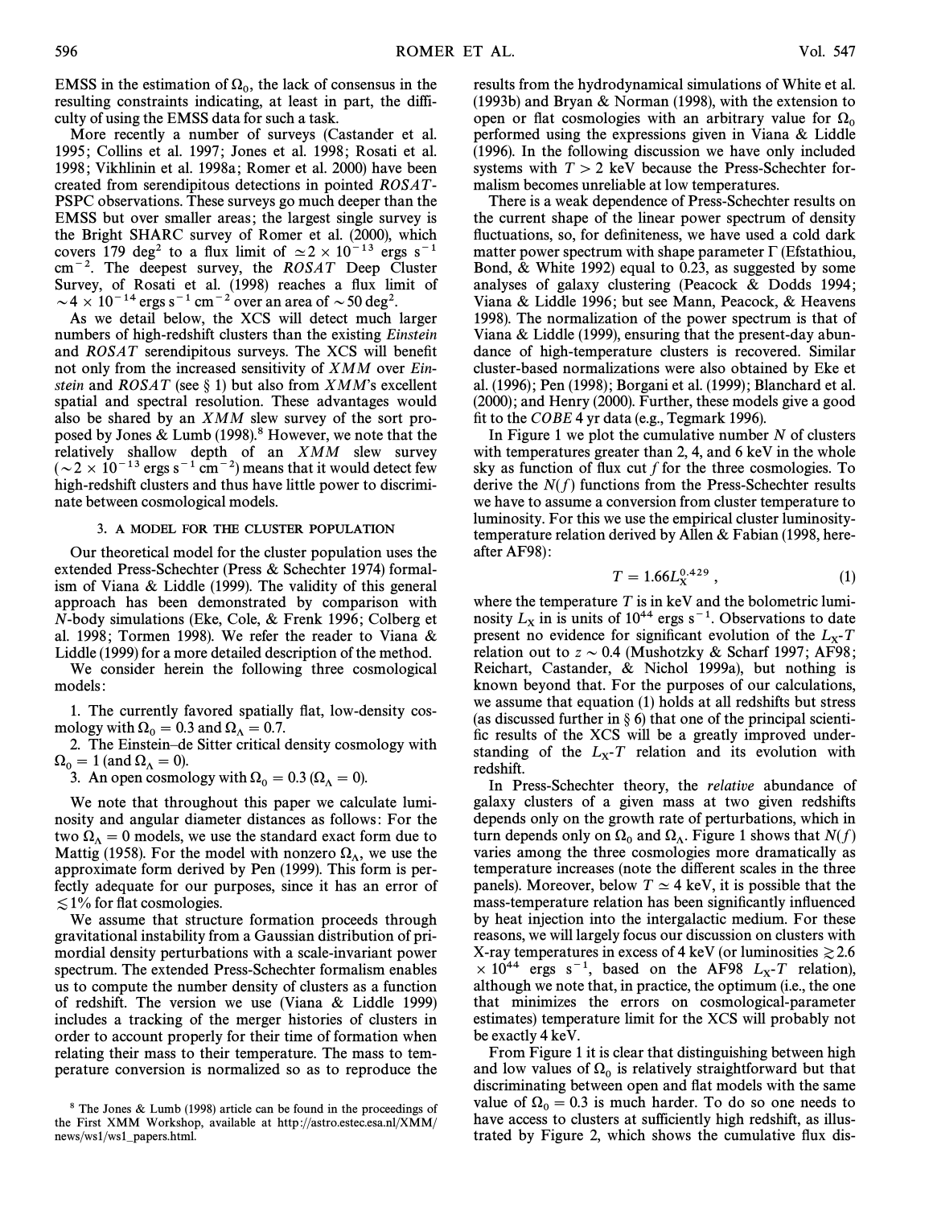EMSS in the estimation of $\Omega_0$, the lack of consensus in the resulting constraints indicating, at least in part, the difficulty of using the EMSS data for such a task.

More recently a number of surveys (Castander et al. 1995; Collins et al. 1997; Jones et al. 1998; Rosati et al. 1998; Vikhlinin et al. 1998a; Romer et al. 2000) have been created from serendipitous detections in pointed *ROSAT*-PSPC observations. These surveys go much deeper than the EMSS but over smaller areas; the largest single survey is the Bright SHARC survey of Romer et al. (2000), which covers 179 deg$^2$ to a flux limit of $\simeq 2 \times 10^{-13}$ ergs s$^{-1}$ cm$^{-2}$. The deepest survey, the *ROSAT* Deep Cluster Survey, of Rosati et al. (1998) reaches a flux limit of $\sim 4 \times 10^{-14}$ ergs s$^{-1}$ cm$^{-2}$ over an area of $\sim 50$ deg$^2$.

As we detail below, the XCS will detect much larger numbers of high-redshift clusters than the existing *Einstein* and *ROSAT* serendipitous surveys. The XCS will benefit not only from the increased sensitivity of *XMM* over *Einstein* and *ROSAT* (see § 1) but also from *XMM*'s excellent spatial and spectral resolution. These advantages would also be shared by an *XMM* slew survey of the sort proposed by Jones & Lumb (1998).[8] However, we note that the relatively shallow depth of an *XMM* slew survey ($\sim 2 \times 10^{-13}$ ergs s$^{-1}$ cm$^{-2}$) means that it would detect few high-redshift clusters and thus have little power to discriminate between cosmological models.

## 3. A MODEL FOR THE CLUSTER POPULATION

Our theoretical model for the cluster population uses the extended Press-Schechter (Press & Schechter 1974) formalism of Viana & Liddle (1999). The validity of this general approach has been demonstrated by comparison with *N*-body simulations (Eke, Cole, & Frenk 1996; Colberg et al. 1998; Tormen 1998). We refer the reader to Viana & Liddle (1999) for a more detailed description of the method.

We consider herein the following three cosmological models:

1. The currently favored spatially flat, low-density cosmology with $\Omega_0 = 0.3$ and $\Omega_\Lambda = 0.7$.
2. The Einstein–de Sitter critical density cosmology with $\Omega_0 = 1$ (and $\Omega_\Lambda = 0$).
3. An open cosmology with $\Omega_0 = 0.3$ ($\Omega_\Lambda = 0$).

We note that throughout this paper we calculate luminosity and angular diameter distances as follows: For the two $\Omega_\Lambda = 0$ models, we use the standard exact form due to Mattig (1958). For the model with nonzero $\Omega_\Lambda$, we use the approximate form derived by Pen (1999). This form is perfectly adequate for our purposes, since it has an error of $\lesssim 1$% for flat cosmologies.

We assume that structure formation proceeds through gravitational instability from a Gaussian distribution of primordial density perturbations with a scale-invariant power spectrum. The extended Press-Schechter formalism enables us to compute the number density of clusters as a function of redshift. The version we use (Viana & Liddle 1999) includes a tracking of the merger histories of clusters in order to account properly for their time of formation when relating their mass to their temperature. The mass to temperature conversion is normalized so as to reproduce the results from the hydrodynamical simulations of White et al. (1993b) and Bryan & Norman (1998), with the extension to open or flat cosmologies with an arbitrary value for $\Omega_0$ performed using the expressions given in Viana & Liddle (1996). In the following discussion we have only included systems with $T > 2$ keV because the Press-Schechter formalism becomes unreliable at low temperatures.

There is a weak dependence of Press-Schechter results on the current shape of the linear power spectrum of density fluctuations, so, for definiteness, we have used a cold dark matter power spectrum with shape parameter $\Gamma$ (Efstathiou, Bond, & White 1992) equal to 0.23, as suggested by some analyses of galaxy clustering (Peacock & Dodds 1994; Viana & Liddle 1996; but see Mann, Peacock, & Heavens 1998). The normalization of the power spectrum is that of Viana & Liddle (1999), ensuring that the present-day abundance of high-temperature clusters is recovered. Similar cluster-based normalizations were also obtained by Eke et al. (1996); Pen (1998); Borgani et al. (1999); Blanchard et al. (2000); and Henry (2000). Further, these models give a good fit to the *COBE* 4 yr data (e.g., Tegmark 1996).

In Figure 1 we plot the cumulative number $N$ of clusters with temperatures greater than 2, 4, and 6 keV in the whole sky as function of flux cut $f$ for the three cosmologies. To derive the $N(f)$ functions from the Press-Schechter results we have to assume a conversion from cluster temperature to luminosity. For this we use the empirical cluster luminosity-temperature relation derived by Allen & Fabian (1998, hereafter AF98):

$$T = 1.66 L_X^{0.429} , \tag{1}$$

where the temperature $T$ is in keV and the bolometric luminosity $L_X$ in is units of $10^{44}$ ergs s$^{-1}$. Observations to date present no evidence for significant evolution of the $L_X$-$T$ relation out to $z \sim 0.4$ (Mushotzky & Scharf 1997; AF98; Reichart, Castander, & Nichol 1999a), but nothing is known beyond that. For the purposes of our calculations, we assume that equation (1) holds at all redshifts but stress (as discussed further in § 6) that one of the principal scientific results of the XCS will be a greatly improved understanding of the $L_X$-$T$ relation and its evolution with redshift.

In Press-Schechter theory, the *relative* abundance of galaxy clusters of a given mass at two given redshifts depends only on the growth rate of perturbations, which in turn depends only on $\Omega_0$ and $\Omega_\Lambda$. Figure 1 shows that $N(f)$ varies among the three cosmologies more dramatically as temperature increases (note the different scales in the three panels). Moreover, below $T \simeq 4$ keV, it is possible that the mass-temperature relation has been significantly influenced by heat injection into the intergalactic medium. For these reasons, we will largely focus our discussion on clusters with X-ray temperatures in excess of 4 keV (or luminosities $\gtrsim 2.6 \times 10^{44}$ ergs s$^{-1}$, based on the AF98 $L_X$-$T$ relation), although we note that, in practice, the optimum (i.e., the one that minimizes the errors on cosmological-parameter estimates) temperature limit for the XCS will probably not be exactly 4 keV.

From Figure 1 it is clear that distinguishing between high and low values of $\Omega_0$ is relatively straightforward but that discriminating between open and flat models with the same value of $\Omega_0 = 0.3$ is much harder. To do so one needs to have access to clusters at sufficiently high redshift, as illustrated by Figure 2, which shows the cumulative flux dis-

[8] The Jones & Lumb (1998) article can be found in the proceedings of the First XMM Workshop, available at http://astro.estec.esa.nl/XMM/news/ws1/ws1_papers.html.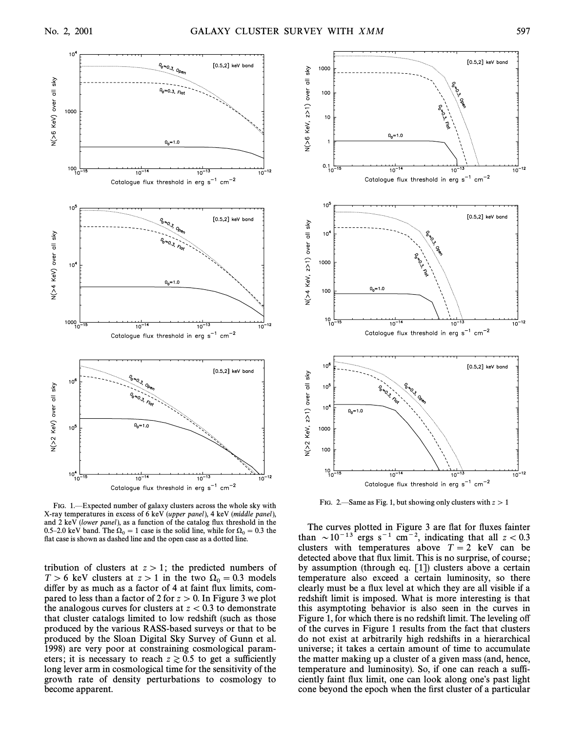FIG. 1.—Expected number of galaxy clusters across the whole sky with X-ray temperatures in excess of 6 keV (*upper panel*), 4 keV (*middle panel*), and 2 keV (*lower panel*), as a function of the catalog flux threshold in the 0.5–2.0 keV band. The $\Omega_0 = 1$ case is the solid line, while for $\Omega_0 = 0.3$ the flat case is shown as dashed line and the open case as a dotted line.

FIG. 2.—Same as Fig. 1, but showing only clusters with $z > 1$

tribution of clusters at $z > 1$; the predicted numbers of $T > 6$ keV clusters at $z > 1$ in the two $\Omega_0 = 0.3$ models differ by as much as a factor of 4 at faint flux limits, compared to less than a factor of 2 for $z > 0$. In Figure 3 we plot the analogous curves for clusters at $z < 0.3$ to demonstrate that cluster catalogs limited to low redshift (such as those produced by the various RASS-based surveys or that to be produced by the Sloan Digital Sky Survey of Gunn et al. 1998) are very poor at constraining cosmological parameters; it is necessary to reach $z \gtrsim 0.5$ to get a sufficiently long lever arm in cosmological time for the sensitivity of the growth rate of density perturbations to cosmology to become apparent.

The curves plotted in Figure 3 are flat for fluxes fainter than $\sim 10^{-13}$ ergs s$^{-1}$ cm$^{-2}$, indicating that all $z < 0.3$ clusters with temperatures above $T = 2$ keV can be detected above that flux limit. This is no surprise, of course; by assumption (through eq. [1]) clusters above a certain temperature also exceed a certain luminosity, so there clearly must be a flux level at which they are all visible if a redshift limit is imposed. What is more interesting is that this asymptoting behavior is also seen in the curves in Figure 1, for which there is no redshift limit. The leveling off of the curves in Figure 1 results from the fact that clusters do not exist at arbitrarily high redshifts in a hierarchical universe; it takes a certain amount of time to accumulate the matter making up a cluster of a given mass (and, hence, temperature and luminosity). So, if one can reach a sufficiently faint flux limit, one can look along one's past light cone beyond the epoch when the first cluster of a particular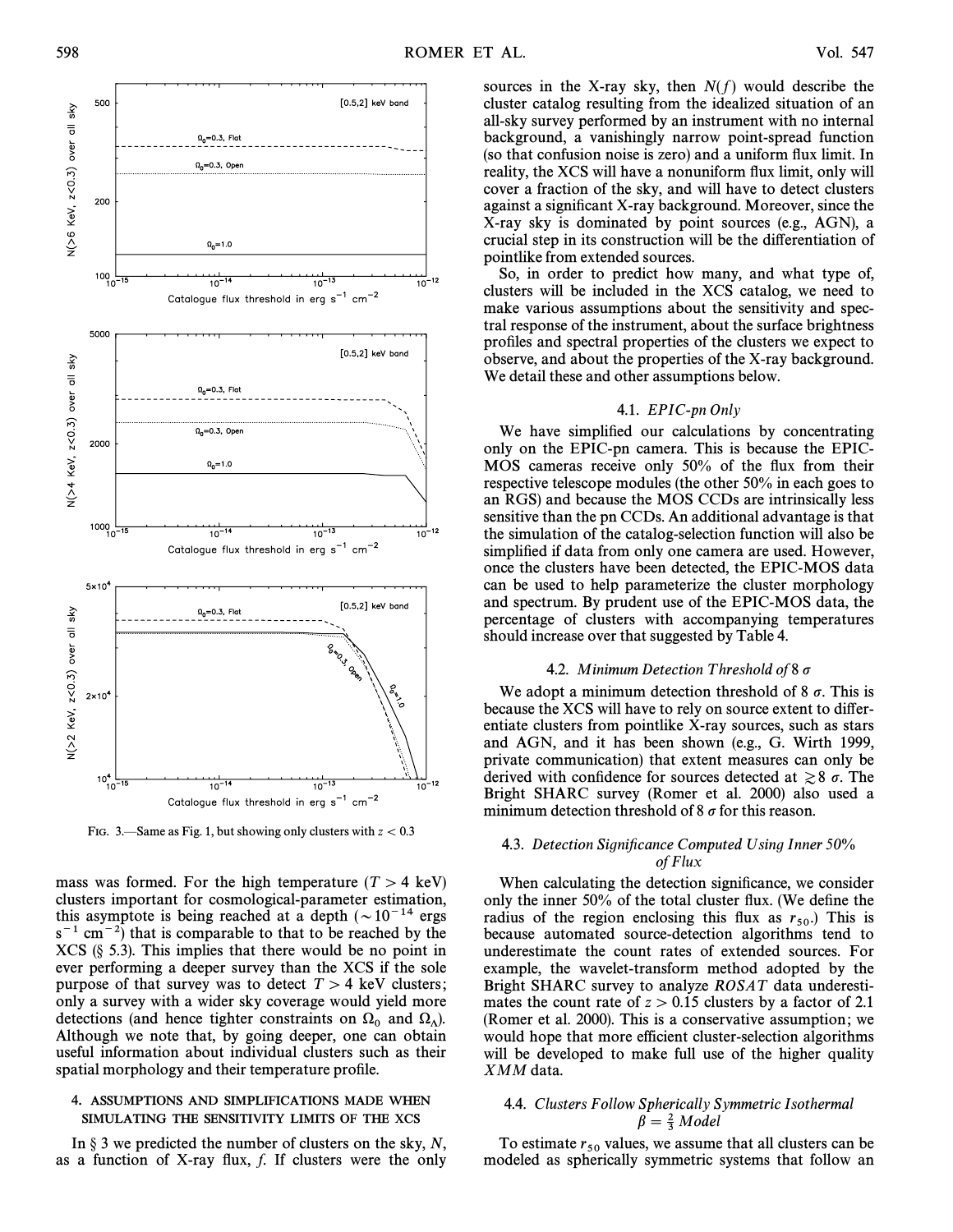FIG. 3.—Same as Fig. 1, but showing only clusters with $z < 0.3$

mass was formed. For the high temperature ($T > 4$ keV) clusters important for cosmological-parameter estimation, this asymptote is being reached at a depth ($\sim 10^{-14}$ ergs s$^{-1}$ cm$^{-2}$) that is comparable to that to be reached by the XCS (§ 5.3). This implies that there would be no point in ever performing a deeper survey than the XCS if the sole purpose of that survey was to detect $T > 4$ keV clusters; only a survey with a wider sky coverage would yield more detections (and hence tighter constraints on $\Omega_0$ and $\Omega_\Lambda$). Although we note that, by going deeper, one can obtain useful information about individual clusters such as their spatial morphology and their temperature profile.

## 4. ASSUMPTIONS AND SIMPLIFICATIONS MADE WHEN SIMULATING THE SENSITIVITY LIMITS OF THE XCS

In § 3 we predicted the number of clusters on the sky, $N$, as a function of X-ray flux, $f$. If clusters were the only sources in the X-ray sky, then $N(f)$ would describe the cluster catalog resulting from the idealized situation of an all-sky survey performed by an instrument with no internal background, a vanishingly narrow point-spread function (so that confusion noise is zero) and a uniform flux limit. In reality, the XCS will have a nonuniform flux limit, only will cover a fraction of the sky, and will have to detect clusters against a significant X-ray background. Moreover, since the X-ray sky is dominated by point sources (e.g., AGN), a crucial step in its construction will be the differentiation of pointlike from extended sources.

So, in order to predict how many, and what type of, clusters will be included in the XCS catalog, we need to make various assumptions about the sensitivity and spectral response of the instrument, about the surface brightness profiles and spectral properties of the clusters we expect to observe, and about the properties of the X-ray background. We detail these and other assumptions below.

### 4.1. *EPIC-pn Only*

We have simplified our calculations by concentrating only on the EPIC-pn camera. This is because the EPIC-MOS cameras receive only 50% of the flux from their respective telescope modules (the other 50% in each goes to an RGS) and because the MOS CCDs are intrinsically less sensitive than the pn CCDs. An additional advantage is that the simulation of the catalog-selection function will also be simplified if data from only one camera are used. However, once the clusters have been detected, the EPIC-MOS data can be used to help parameterize the cluster morphology and spectrum. By prudent use of the EPIC-MOS data, the percentage of clusters with accompanying temperatures should increase over that suggested by Table 4.

### 4.2. *Minimum Detection Threshold of 8 σ*

We adopt a minimum detection threshold of 8 $\sigma$. This is because the XCS will have to rely on source extent to differentiate clusters from pointlike X-ray sources, such as stars and AGN, and it has been shown (e.g., G. Wirth 1999, private communication) that extent measures can only be derived with confidence for sources detected at $\gtrsim 8$ $\sigma$. The Bright SHARC survey (Romer et al. 2000) also used a minimum detection threshold of 8 $\sigma$ for this reason.

### 4.3. *Detection Significance Computed Using Inner 50% of Flux*

When calculating the detection significance, we consider only the inner 50% of the total cluster flux. (We define the radius of the region enclosing this flux as $r_{50}$.) This is because automated source-detection algorithms tend to underestimate the count rates of extended sources. For example, the wavelet-transform method adopted by the Bright SHARC survey to analyze *ROSAT* data underestimates the count rate of $z > 0.15$ clusters by a factor of 2.1 (Romer et al. 2000). This is a conservative assumption; we would hope that more efficient cluster-selection algorithms will be developed to make full use of the higher quality *XMM* data.

### 4.4. *Clusters Follow Spherically Symmetric Isothermal $\beta = \frac{2}{3}$ Model*

To estimate $r_{50}$ values, we assume that all clusters can be modeled as spherically symmetric systems that follow an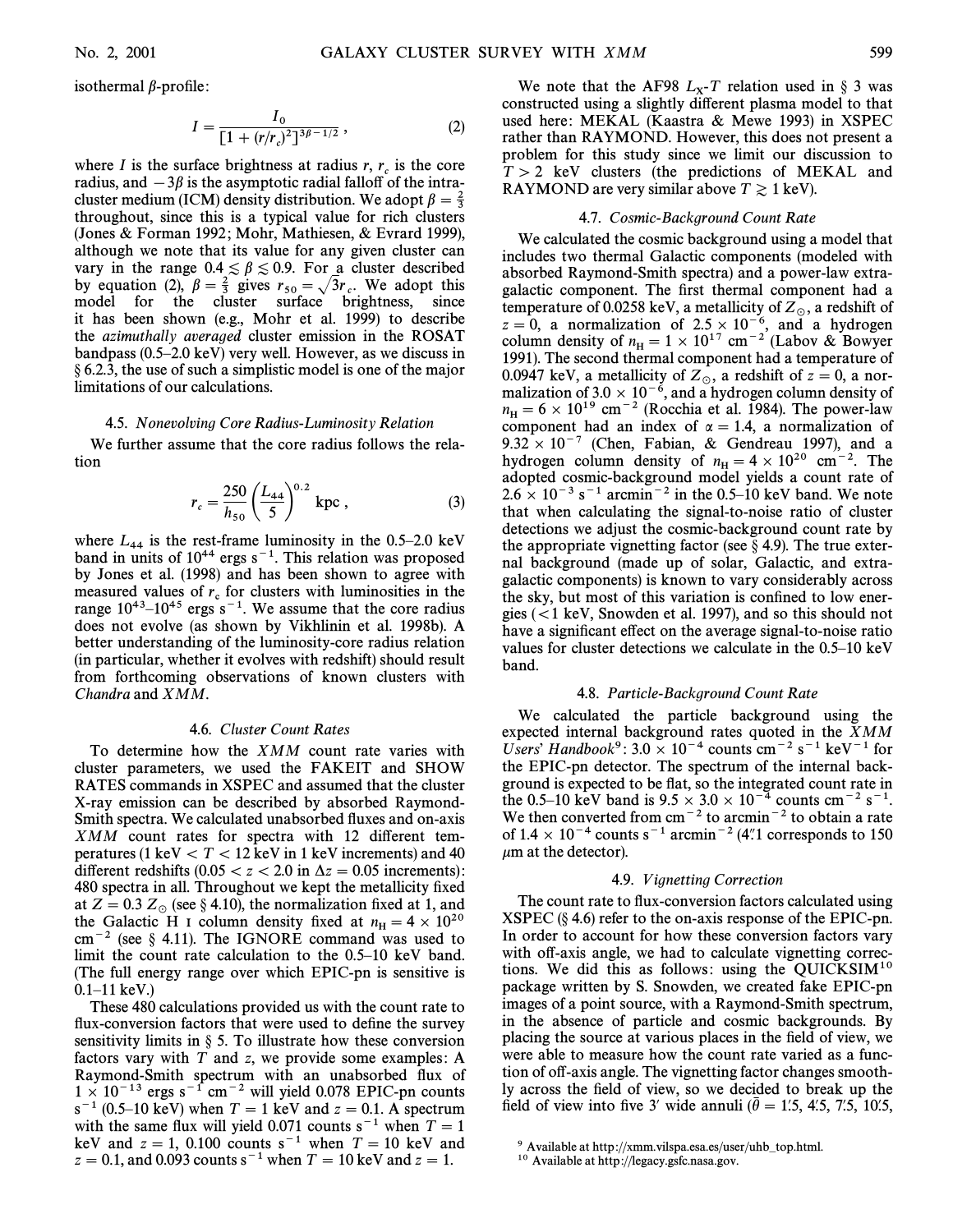isothermal $\beta$-profile:

$$I = \frac{I_0}{[1 + (r/r_c)^2]^{3\beta - 1/2}} , \quad (2)$$

where $I$ is the surface brightness at radius $r$, $r_c$ is the core radius, and $-3\beta$ is the asymptotic radial falloff of the intracluster medium (ICM) density distribution. We adopt $\beta = \frac{2}{3}$ throughout, since this is a typical value for rich clusters (Jones & Forman 1992; Mohr, Mathiesen, & Evrard 1999), although we note that its value for any given cluster can vary in the range $0.4 \lesssim \beta \lesssim 0.9$. For a cluster described by equation (2), $\beta = \frac{2}{3}$ gives $r_{50} = \sqrt{3} r_c$. We adopt this model for the cluster surface brightness, since it has been shown (e.g., Mohr et al. 1999) to describe the *azimuthally averaged* cluster emission in the ROSAT bandpass (0.5–2.0 keV) very well. However, as we discuss in § 6.2.3, the use of such a simplistic model is one of the major limitations of our calculations.

### 4.5. *Nonevolving Core Radius-Luminosity Relation*

We further assume that the core radius follows the relation

$$r_c = \frac{250}{h_{50}} \left( \frac{L_{44}}{5} \right)^{0.2} \text{ kpc} , \quad (3)$$

where $L_{44}$ is the rest-frame luminosity in the 0.5–2.0 keV band in units of $10^{44}$ ergs $s^{-1}$. This relation was proposed by Jones et al. (1998) and has been shown to agree with measured values of $r_c$ for clusters with luminosities in the range $10^{43}$–$10^{45}$ ergs $s^{-1}$. We assume that the core radius does not evolve (as shown by Vikhlinin et al. 1998b). A better understanding of the luminosity-core radius relation (in particular, whether it evolves with redshift) should result from forthcoming observations of known clusters with *Chandra* and *XMM*.

### 4.6. *Cluster Count Rates*

To determine how the *XMM* count rate varies with cluster parameters, we used the FAKEIT and SHOW RATES commands in XSPEC and assumed that the cluster X-ray emission can be described by absorbed Raymond-Smith spectra. We calculated unabsorbed fluxes and on-axis *XMM* count rates for spectra with 12 different temperatures (1 keV < $T$ < 12 keV in 1 keV increments) and 40 different redshifts ($0.05 < z < 2.0$ in $\Delta z = 0.05$ increments): 480 spectra in all. Throughout we kept the metallicity fixed at $Z = 0.3\ Z_{\odot}$ (see § 4.10), the normalization fixed at 1, and the Galactic H I column density fixed at $n_{\rm H} = 4 \times 10^{20}$ $cm^{-2}$ (see § 4.11). The IGNORE command was used to limit the count rate calculation to the 0.5–10 keV band. (The full energy range over which EPIC-pn is sensitive is 0.1–11 keV.)

These 480 calculations provided us with the count rate to flux-conversion factors that were used to define the survey sensitivity limits in § 5. To illustrate how these conversion factors vary with $T$ and $z$, we provide some examples: A Raymond-Smith spectrum with an unabsorbed flux of $1 \times 10^{-13}$ ergs $s^{-1}$ $cm^{-2}$ will yield 0.078 EPIC-pn counts $s^{-1}$ (0.5–10 keV) when $T = 1$ keV and $z = 0.1$. A spectrum with the same flux will yield 0.071 counts $s^{-1}$ when $T = 1$ keV and $z = 1$, 0.100 counts $s^{-1}$ when $T = 10$ keV and $z = 0.1$, and 0.093 counts $s^{-1}$ when $T = 10$ keV and $z = 1$.

We note that the AF98 $L_X$-$T$ relation used in § 3 was constructed using a slightly different plasma model to that used here: MEKAL (Kaastra & Mewe 1993) in XSPEC rather than RAYMOND. However, this does not present a problem for this study since we limit our discussion to $T > 2$ keV clusters (the predictions of MEKAL and RAYMOND are very similar above $T \gtrsim 1$ keV).

### 4.7. *Cosmic-Background Count Rate*

We calculated the cosmic background using a model that includes two thermal Galactic components (modeled with absorbed Raymond-Smith spectra) and a power-law extragalactic component. The first thermal component had a temperature of 0.0258 keV, a metallicity of $Z_{\odot}$, a redshift of $z = 0$, a normalization of $2.5 \times 10^{-6}$, and a hydrogen column density of $n_{\rm H} = 1 \times 10^{17}$ $cm^{-2}$ (Labov & Bowyer 1991). The second thermal component had a temperature of 0.0947 keV, a metallicity of $Z_{\odot}$, a redshift of $z = 0$, a normalization of $3.0 \times 10^{-6}$, and a hydrogen column density of $n_{\rm H} = 6 \times 10^{19}$ $cm^{-2}$ (Rocchia et al. 1984). The power-law component had an index of $\alpha = 1.4$, a normalization of $9.32 \times 10^{-7}$ (Chen, Fabian, & Gendreau 1997), and a hydrogen column density of $n_{\rm H} = 4 \times 10^{20}$ $cm^{-2}$. The adopted cosmic-background model yields a count rate of $2.6 \times 10^{-3}$ $s^{-1}$ $arcmin^{-2}$ in the 0.5–10 keV band. We note that when calculating the signal-to-noise ratio of cluster detections we adjust the cosmic-background count rate by the appropriate vignetting factor (see § 4.9). The true external background (made up of solar, Galactic, and extragalactic components) is known to vary considerably across the sky, but most of this variation is confined to low energies (<1 keV, Snowden et al. 1997), and so this should not have a significant effect on the average signal-to-noise ratio values for cluster detections we calculate in the 0.5–10 keV band.

### 4.8. *Particle-Background Count Rate*

We calculated the particle background using the expected internal background rates quoted in the *XMM Users' Handbook*[9]: $3.0 \times 10^{-4}$ counts $cm^{-2}$ $s^{-1}$ $keV^{-1}$ for the EPIC-pn detector. The spectrum of the internal background is expected to be flat, so the integrated count rate in the 0.5–10 keV band is $9.5 \times 3.0 \times 10^{-4}$ counts $cm^{-2}$ $s^{-1}$. We then converted from $cm^{-2}$ to $arcmin^{-2}$ to obtain a rate of $1.4 \times 10^{-4}$ counts $s^{-1}$ $arcmin^{-2}$ (4″.1 corresponds to 150 $\mu$m at the detector).

### 4.9. *Vignetting Correction*

The count rate to flux-conversion factors calculated using XSPEC (§ 4.6) refer to the on-axis response of the EPIC-pn. In order to account for how these conversion factors vary with off-axis angle, we had to calculate vignetting corrections. We did this as follows: using the QUICKSIM[10] package written by S. Snowden, we created fake EPIC-pn images of a point source, with a Raymond-Smith spectrum, in the absence of particle and cosmic backgrounds. By placing the source at various places in the field of view, we were able to measure how the count rate varied as a function of off-axis angle. The vignetting factor changes smoothly across the field of view, so we decided to break up the field of view into five 3′ wide annuli ($\bar{\theta}$ = 1′.5, 4′.5, 7′.5, 10′.5,

[9] Available at http://xmm.vilspa.esa.es/user/uhb_top.html.

[10] Available at http://legacy.gsfc.nasa.gov.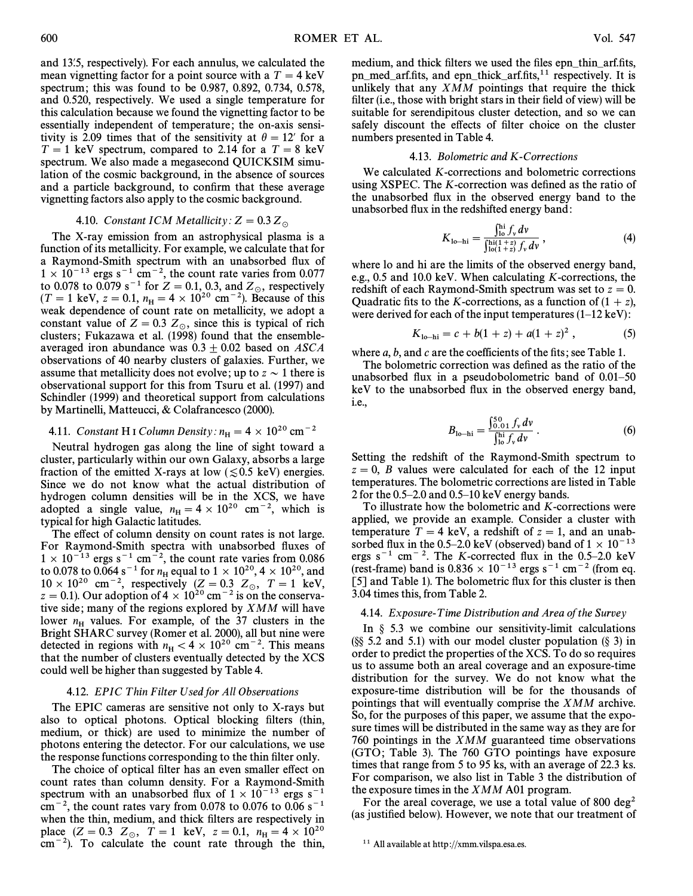and 13'.5, respectively). For each annulus, we calculated the mean vignetting factor for a point source with a $T = 4$ keV spectrum; this was found to be 0.987, 0.892, 0.734, 0.578, and 0.520, respectively. We used a single temperature for this calculation because we found the vignetting factor to be essentially independent of temperature; the on-axis sensitivity is 2.09 times that of the sensitivity at $\theta = 12'$ for a $T = 1$ keV spectrum, compared to 2.14 for a $T = 8$ keV spectrum. We also made a megasecond QUICKSIM simulation of the cosmic background, in the absence of sources and a particle background, to confirm that these average vignetting factors also apply to the cosmic background.

### 4.10. *Constant ICM Metallicity: $Z = 0.3\,Z_\odot$*

The X-ray emission from an astrophysical plasma is a function of its metallicity. For example, we calculate that for a Raymond-Smith spectrum with an unabsorbed flux of $1 \times 10^{-13}$ ergs s$^{-1}$ cm$^{-2}$, the count rate varies from 0.077 to 0.078 to 0.079 s$^{-1}$ for $Z = 0.1$, 0.3, and $Z_\odot$, respectively ($T = 1$ keV, $z = 0.1$, $n_{\rm H} = 4 \times 10^{20}$ cm$^{-2}$). Because of this weak dependence of count rate on metallicity, we adopt a constant value of $Z = 0.3\,Z_\odot$, since this is typical of rich clusters; Fukazawa et al. (1998) found that the ensemble-averaged iron abundance was $0.3 \pm 0.02$ based on *ASCA* observations of 40 nearby clusters of galaxies. Further, we assume that metallicity does not evolve; up to $z \sim 1$ there is observational support for this from Tsuru et al. (1997) and Schindler (1999) and theoretical support from calculations by Martinelli, Matteucci, & Colafrancesco (2000).

### 4.11. *Constant H I Column Density: $n_{\rm H} = 4 \times 10^{20}$ cm$^{-2}$*

Neutral hydrogen gas along the line of sight toward a cluster, particularly within our own Galaxy, absorbs a large fraction of the emitted X-rays at low ($\lesssim 0.5$ keV) energies. Since we do not know what the actual distribution of hydrogen column densities will be in the XCS, we have adopted a single value, $n_{\rm H} = 4 \times 10^{20}$ cm$^{-2}$, which is typical for high Galactic latitudes.

The effect of column density on count rates is not large. For Raymond-Smith spectra with unabsorbed fluxes of $1 \times 10^{-13}$ ergs s$^{-1}$ cm$^{-2}$, the count rate varies from 0.086 to 0.078 to 0.064 s$^{-1}$ for $n_{\rm H}$ equal to $1 \times 10^{20}$, $4 \times 10^{20}$, and $10 \times 10^{20}$ cm$^{-2}$, respectively ($Z = 0.3\,Z_\odot$, $T = 1$ keV, $z = 0.1$). Our adoption of $4 \times 10^{20}$ cm$^{-2}$ is on the conservative side; many of the regions explored by *XMM* will have lower $n_{\rm H}$ values. For example, of the 37 clusters in the Bright SHARC survey (Romer et al. 2000), all but nine were detected in regions with $n_{\rm H} < 4 \times 10^{20}$ cm$^{-2}$. This means that the number of clusters eventually detected by the XCS could well be higher than suggested by Table 4.

### 4.12. *EPIC Thin Filter Used for All Observations*

The EPIC cameras are sensitive not only to X-rays but also to optical photons. Optical blocking filters (thin, medium, or thick) are used to minimize the number of photons entering the detector. For our calculations, we use the response functions corresponding to the thin filter only.

The choice of optical filter has an even smaller effect on count rates than column density. For a Raymond-Smith spectrum with an unabsorbed flux of $1 \times 10^{-13}$ ergs s$^{-1}$ cm$^{-2}$, the count rates vary from 0.078 to 0.076 to 0.06 s$^{-1}$ when the thin, medium, and thick filters are respectively in place ($Z = 0.3\,Z_\odot$, $T = 1$ keV, $z = 0.1$, $n_{\rm H} = 4 \times 10^{20}$ cm$^{-2}$). To calculate the count rate through the thin, medium, and thick filters we used the files epn_thin_arf.fits, pn_med_arf.fits, and epn_thick_arf.fits,[11] respectively. It is unlikely that any *XMM* pointings that require the thick filter (i.e., those with bright stars in their field of view) will be suitable for serendipitous cluster detection, and so we can safely discount the effects of filter choice on the cluster numbers presented in Table 4.

### 4.13. *Bolometric and K-Corrections*

We calculated *K*-corrections and bolometric corrections using XSPEC. The *K*-correction was defined as the ratio of the unabsorbed flux in the observed energy band to the unabsorbed flux in the redshifted energy band:

$$K_{\rm lo-hi} = \frac{\int_{\rm lo}^{\rm hi} f_\nu \, d\nu}{\int_{{\rm lo}(1+z)}^{{\rm hi}(1+z)} f_\nu \, d\nu} , \tag{4}$$

where lo and hi are the limits of the observed energy band, e.g., 0.5 and 10.0 keV. When calculating *K*-corrections, the redshift of each Raymond-Smith spectrum was set to $z = 0$. Quadratic fits to the *K*-corrections, as a function of $(1 + z)$, were derived for each of the input temperatures (1–12 keV):

$$K_{\rm lo-hi} = c + b(1 + z) + a(1 + z)^2 , \tag{5}$$

where *a*, *b*, and *c* are the coefficients of the fits; see Table 1.

The bolometric correction was defined as the ratio of the unabsorbed flux in a pseudobolometric band of 0.01–50 keV to the unabsorbed flux in the observed energy band, i.e.,

$$B_{\rm lo-hi} = \frac{\int_{0.01}^{50} f_\nu \, d\nu}{\int_{\rm lo}^{\rm hi} f_\nu \, d\nu} . \tag{6}$$

Setting the redshift of the Raymond-Smith spectrum to $z = 0$, *B* values were calculated for each of the 12 input temperatures. The bolometric corrections are listed in Table 2 for the 0.5–2.0 and 0.5–10 keV energy bands.

To illustrate how the bolometric and *K*-corrections were applied, we provide an example. Consider a cluster with temperature $T = 4$ keV, a redshift of $z = 1$, and an unabsorbed flux in the 0.5–2.0 keV (observed) band of $1 \times 10^{-13}$ ergs s$^{-1}$ cm$^{-2}$. The *K*-corrected flux in the 0.5–2.0 keV (rest-frame) band is $0.836 \times 10^{-13}$ ergs s$^{-1}$ cm$^{-2}$ (from eq. [5] and Table 1). The bolometric flux for this cluster is then 3.04 times this, from Table 2.

### 4.14. *Exposure-Time Distribution and Area of the Survey*

In § 5.3 we combine our sensitivity-limit calculations (§§ 5.2 and 5.1) with our model cluster population (§ 3) in order to predict the properties of the XCS. To do so requires us to assume both an areal coverage and an exposure-time distribution for the survey. We do not know what the exposure-time distribution will be for the thousands of pointings that will eventually comprise the *XMM* archive. So, for the purposes of this paper, we assume that the exposure times will be distributed in the same way as they are for 760 pointings in the *XMM* guaranteed time observations (GTO; Table 3). The 760 GTO pointings have exposure times that range from 5 to 95 ks, with an average of 22.3 ks. For comparison, we also list in Table 3 the distribution of the exposure times in the *XMM* A01 program.

For the areal coverage, we use a total value of 800 deg$^2$ (as justified below). However, we note that our treatment of

[11] All available at http://xmm.vilspa.esa.es.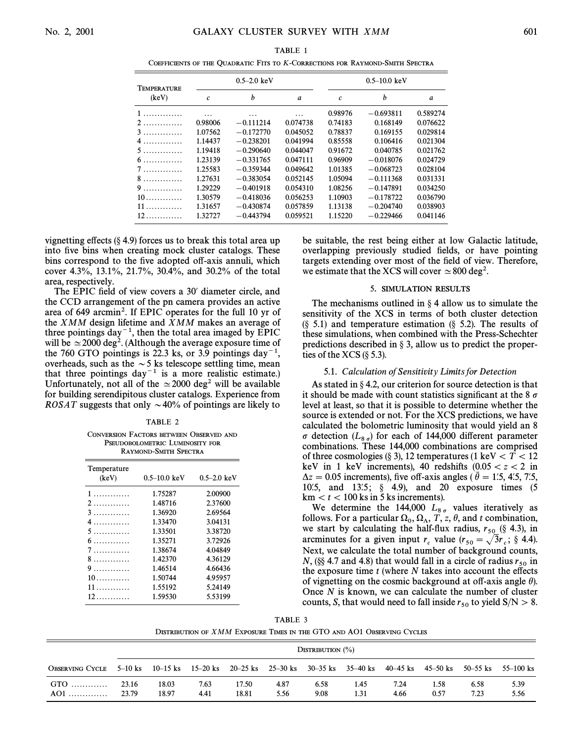TABLE 1

Coefficients of the Quadratic Fits to K-Corrections for Raymond-Smith Spectra

| Temperature (keV) | 0.5–2.0 keV | | | 0.5–10.0 keV | | |
|---|---|---|---|---|---|---|
| | $c$ | $b$ | $a$ | $c$ | $b$ | $a$ |
| 1 | ... | ... | ... | 0.98976 | −0.693811 | 0.589274 |
| 2 | 0.98006 | −0.111214 | 0.074738 | 0.74183 | 0.168149 | 0.076622 |
| 3 | 1.07562 | −0.172770 | 0.045052 | 0.78837 | 0.169155 | 0.029814 |
| 4 | 1.14437 | −0.238201 | 0.041994 | 0.85558 | 0.106416 | 0.021304 |
| 5 | 1.19418 | −0.290640 | 0.044047 | 0.91672 | 0.040785 | 0.021762 |
| 6 | 1.23139 | −0.331765 | 0.047111 | 0.96909 | −0.018076 | 0.024729 |
| 7 | 1.25583 | −0.359344 | 0.049642 | 1.01385 | −0.068723 | 0.028104 |
| 8 | 1.27631 | −0.383054 | 0.052145 | 1.05094 | −0.111368 | 0.031331 |
| 9 | 1.29229 | −0.401918 | 0.054310 | 1.08256 | −0.147891 | 0.034250 |
| 10 | 1.30579 | −0.418036 | 0.056253 | 1.10903 | −0.178722 | 0.036790 |
| 11 | 1.31657 | −0.430874 | 0.057859 | 1.13138 | −0.204740 | 0.038903 |
| 12 | 1.32727 | −0.443794 | 0.059521 | 1.15220 | −0.229466 | 0.041146 |

vignetting effects (§ 4.9) forces us to break this total area up into five bins when creating mock cluster catalogs. These bins correspond to the five adopted off-axis annuli, which cover 4.3%, 13.1%, 21.7%, 30.4%, and 30.2% of the total area, respectively.

The EPIC field of view covers a 30′ diameter circle, and the CCD arrangement of the pn camera provides an active area of 649 arcmin$^2$. If EPIC operates for the full 10 yr of the *XMM* design lifetime and *XMM* makes an average of three pointings day$^{-1}$, then the total area imaged by EPIC will be $\simeq 2000$ deg$^2$. (Although the average exposure time of the 760 GTO pointings is 22.3 ks, or 3.9 pointings day$^{-1}$, overheads, such as the $\sim 5$ ks telescope settling time, mean that three pointings day$^{-1}$ is a more realistic estimate.) Unfortunately, not all of the $\simeq 2000$ deg$^2$ will be available for building serendipitous cluster catalogs. Experience from *ROSAT* suggests that only $\sim 40$% of pointings are likely to be suitable, the rest being either at low Galactic latitude, overlapping previously studied fields, or have pointing targets extending over most of the field of view. Therefore, we estimate that the XCS will cover $\simeq 800$ deg$^2$.

TABLE 2

Conversion Factors between Observed and Pseudobolometric Luminosity for Raymond-Smith Spectra

| Temperature (keV) | 0.5–10.0 keV | 0.5–2.0 keV |
|---|---|---|
| 1 | 1.75287 | 2.00900 |
| 2 | 1.48716 | 2.37600 |
| 3 | 1.36920 | 2.69564 |
| 4 | 1.33470 | 3.04131 |
| 5 | 1.33501 | 3.38720 |
| 6 | 1.35271 | 3.72926 |
| 7 | 1.38674 | 4.04849 |
| 8 | 1.42370 | 4.36129 |
| 9 | 1.46514 | 4.66436 |
| 10 | 1.50744 | 4.95957 |
| 11 | 1.55192 | 5.24149 |
| 12 | 1.59530 | 5.53199 |

## 5. SIMULATION RESULTS

The mechanisms outlined in § 4 allow us to simulate the sensitivity of the XCS in terms of both cluster detection (§ 5.1) and temperature estimation (§ 5.2). The results of these simulations, when combined with the Press-Schechter predictions described in § 3, allow us to predict the properties of the XCS (§ 5.3).

### 5.1. *Calculation of Sensitivity Limits for Detection*

As stated in § 4.2, our criterion for source detection is that it should be made with count statistics significant at the 8 $\sigma$ level at least, so that it is possible to determine whether the source is extended or not. For the XCS predictions, we have calculated the bolometric luminosity that would yield an 8 $\sigma$ detection ($L_{8\sigma}$) for each of 144,000 different parameter combinations. These 144,000 combinations are comprised of three cosmologies (§ 3), 12 temperatures (1 keV $< T <$ 12 keV in 1 keV increments), 40 redshifts ($0.05 < z < 2$ in $\Delta z = 0.05$ increments), five off-axis angles ($\bar{\theta} = 1'.5$, $4'.5$, $7'.5$, $10'.5$, and $13'.5$; § 4.9), and 20 exposure times (5 km $< t <$ 100 ks in 5 ks increments).

We determine the 144,000 $L_{8\sigma}$ values iteratively as follows. For a particular $\Omega_0$, $\Omega_\Lambda$, $T$, $z$, $\theta$, and $t$ combination, we start by calculating the half-flux radius, $r_{50}$ (§ 4.3), in arcminutes for a given input $r_c$ value ($r_{50} = \sqrt{3} r_c$; § 4.4). Next, we calculate the total number of background counts, $N$, (§§ 4.7 and 4.8) that would fall in a circle of radius $r_{50}$ in the exposure time $t$ (where $N$ takes into account the effects of vignetting on the cosmic background at off-axis angle $\theta$). Once $N$ is known, we can calculate the number of cluster counts, $S$, that would need to fall inside $r_{50}$ to yield S/N $> 8$.

TABLE 3

Distribution of *XMM* Exposure Times in the GTO and AO1 Observing Cycles

| Observing Cycle | Distribution (%) | | | | | | | | | | |
|---|---|---|---|---|---|---|---|---|---|---|---|
| | 5–10 ks | 10–15 ks | 15–20 ks | 20–25 ks | 25–30 ks | 30–35 ks | 35–40 ks | 40–45 ks | 45–50 ks | 50–55 ks | 55–100 ks |
| GTO | 23.16 | 18.03 | 7.63 | 17.50 | 4.87 | 6.58 | 1.45 | 7.24 | 1.58 | 6.58 | 5.39 |
| AO1 | 23.79 | 18.97 | 4.41 | 18.81 | 5.56 | 9.08 | 1.31 | 4.66 | 0.57 | 7.23 | 5.56 |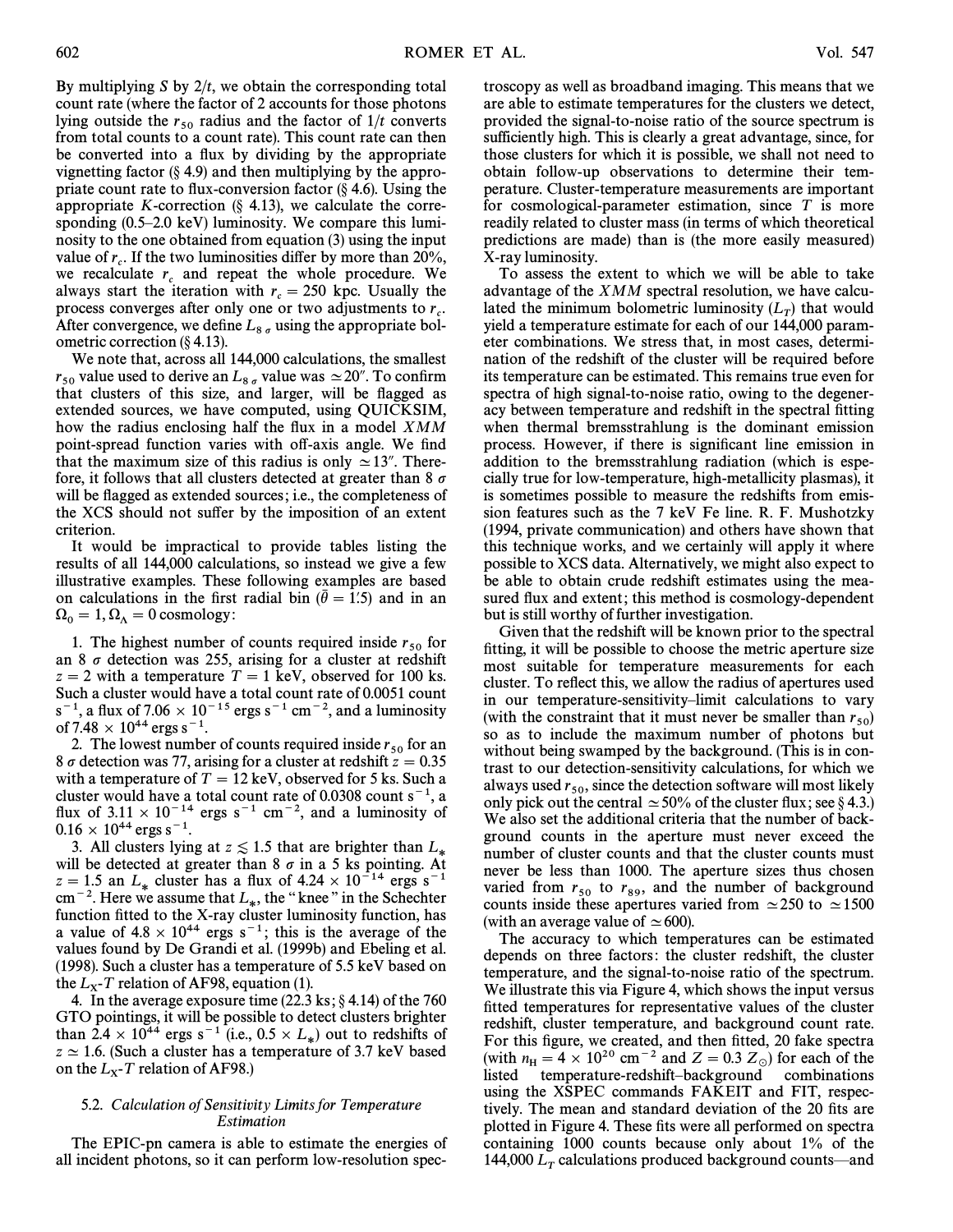By multiplying $S$ by $2/t$, we obtain the corresponding total count rate (where the factor of 2 accounts for those photons lying outside the $r_{50}$ radius and the factor of $1/t$ converts from total counts to a count rate). This count rate can then be converted into a flux by dividing by the appropriate vignetting factor (§ 4.9) and then multiplying by the appropriate count rate to flux-conversion factor (§ 4.6). Using the appropriate $K$-correction (§ 4.13), we calculate the corresponding (0.5–2.0 keV) luminosity. We compare this luminosity to the one obtained from equation (3) using the input value of $r_c$. If the two luminosities differ by more than 20%, we recalculate $r_c$ and repeat the whole procedure. We always start the iteration with $r_c = 250$ kpc. Usually the process converges after only one or two adjustments to $r_c$. After convergence, we define $L_{8\,\sigma}$ using the appropriate bolometric correction (§ 4.13).

We note that, across all 144,000 calculations, the smallest $r_{50}$ value used to derive an $L_{8\,\sigma}$ value was $\simeq 20''$. To confirm that clusters of this size, and larger, will be flagged as extended sources, we have computed, using QUICKSIM, how the radius enclosing half the flux in a model *XMM* point-spread function varies with off-axis angle. We find that the maximum size of this radius is only $\simeq 13''$. Therefore, it follows that all clusters detected at greater than 8 $\sigma$ will be flagged as extended sources; i.e., the completeness of the XCS should not suffer by the imposition of an extent criterion.

It would be impractical to provide tables listing the results of all 144,000 calculations, so instead we give a few illustrative examples. These following examples are based on calculations in the first radial bin ($\bar{\theta} = 1'.5$) and in an $\Omega_0 = 1, \Omega_\Lambda = 0$ cosmology:

1. The highest number of counts required inside $r_{50}$ for an 8 $\sigma$ detection was 255, arising for a cluster at redshift $z = 2$ with a temperature $T = 1$ keV, observed for 100 ks. Such a cluster would have a total count rate of 0.0051 count s$^{-1}$, a flux of $7.06 \times 10^{-15}$ ergs s$^{-1}$ cm$^{-2}$, and a luminosity of $7.48 \times 10^{44}$ ergs s$^{-1}$.

2. The lowest number of counts required inside $r_{50}$ for an 8 $\sigma$ detection was 77, arising for a cluster at redshift $z = 0.35$ with a temperature of $T = 12$ keV, observed for 5 ks. Such a cluster would have a total count rate of 0.0308 count s$^{-1}$, a flux of $3.11 \times 10^{-14}$ ergs s$^{-1}$ cm$^{-2}$, and a luminosity of $0.16 \times 10^{44}$ ergs s$^{-1}$.

3. All clusters lying at $z \lesssim 1.5$ that are brighter than $L_*$ will be detected at greater than 8 $\sigma$ in a 5 ks pointing. At $z = 1.5$ an $L_*$ cluster has a flux of $4.24 \times 10^{-14}$ ergs s$^{-1}$ cm$^{-2}$. Here we assume that $L_*$, the "knee" in the Schechter function fitted to the X-ray cluster luminosity function, has a value of $4.8 \times 10^{44}$ ergs s$^{-1}$; this is the average of the values found by De Grandi et al. (1999b) and Ebeling et al. (1998). Such a cluster has a temperature of 5.5 keV based on the $L_X$-$T$ relation of AF98, equation (1).

4. In the average exposure time (22.3 ks; § 4.14) of the 760 GTO pointings, it will be possible to detect clusters brighter than $2.4 \times 10^{44}$ ergs s$^{-1}$ (i.e., $0.5 \times L_*$) out to redshifts of $z \simeq 1.6$. (Such a cluster has a temperature of 3.7 keV based on the $L_X$-$T$ relation of AF98.)

### 5.2. *Calculation of Sensitivity Limits for Temperature Estimation*

The EPIC-pn camera is able to estimate the energies of all incident photons, so it can perform low-resolution spectroscopy as well as broadband imaging. This means that we are able to estimate temperatures for the clusters we detect, provided the signal-to-noise ratio of the source spectrum is sufficiently high. This is clearly a great advantage, since, for those clusters for which it is possible, we shall not need to obtain follow-up observations to determine their temperature. Cluster-temperature measurements are important for cosmological-parameter estimation, since $T$ is more readily related to cluster mass (in terms of which theoretical predictions are made) than is (the more easily measured) X-ray luminosity.

To assess the extent to which we will be able to take advantage of the *XMM* spectral resolution, we have calculated the minimum bolometric luminosity ($L_T$) that would yield a temperature estimate for each of our 144,000 parameter combinations. We stress that, in most cases, determination of the redshift of the cluster will be required before its temperature can be estimated. This remains true even for spectra of high signal-to-noise ratio, owing to the degeneracy between temperature and redshift in the spectral fitting when thermal bremsstrahlung is the dominant emission process. However, if there is significant line emission in addition to the bremsstrahlung radiation (which is especially true for low-temperature, high-metallicity plasmas), it is sometimes possible to measure the redshifts from emission features such as the 7 keV Fe line. R. F. Mushotzky (1994, private communication) and others have shown that this technique works, and we certainly will apply it where possible to XCS data. Alternatively, we might also expect to be able to obtain crude redshift estimates using the measured flux and extent; this method is cosmology-dependent but is still worthy of further investigation.

Given that the redshift will be known prior to the spectral fitting, it will be possible to choose the metric aperture size most suitable for temperature measurements for each cluster. To reflect this, we allow the radius of apertures used in our temperature-sensitivity–limit calculations to vary (with the constraint that it must never be smaller than $r_{50}$) so as to include the maximum number of photons but without being swamped by the background. (This is in contrast to our detection-sensitivity calculations, for which we always used $r_{50}$, since the detection software will most likely only pick out the central $\simeq 50\%$ of the cluster flux; see § 4.3.) We also set the additional criteria that the number of background counts in the aperture must never exceed the number of cluster counts and that the cluster counts must never be less than 1000. The aperture sizes thus chosen varied from $r_{50}$ to $r_{89}$, and the number of background counts inside these apertures varied from $\simeq 250$ to $\simeq 1500$ (with an average value of $\simeq 600$).

The accuracy to which temperatures can be estimated depends on three factors: the cluster redshift, the cluster temperature, and the signal-to-noise ratio of the spectrum. We illustrate this via Figure 4, which shows the input versus fitted temperatures for representative values of the cluster redshift, cluster temperature, and background count rate. For this figure, we created, and then fitted, 20 fake spectra (with $n_H = 4 \times 10^{20}$ cm$^{-2}$ and $Z = 0.3\, Z_\odot$) for each of the listed temperature-redshift–background combinations using the XSPEC commands FAKEIT and FIT, respectively. The mean and standard deviation of the 20 fits are plotted in Figure 4. These fits were all performed on spectra containing 1000 counts because only about 1% of the 144,000 $L_T$ calculations produced background counts—and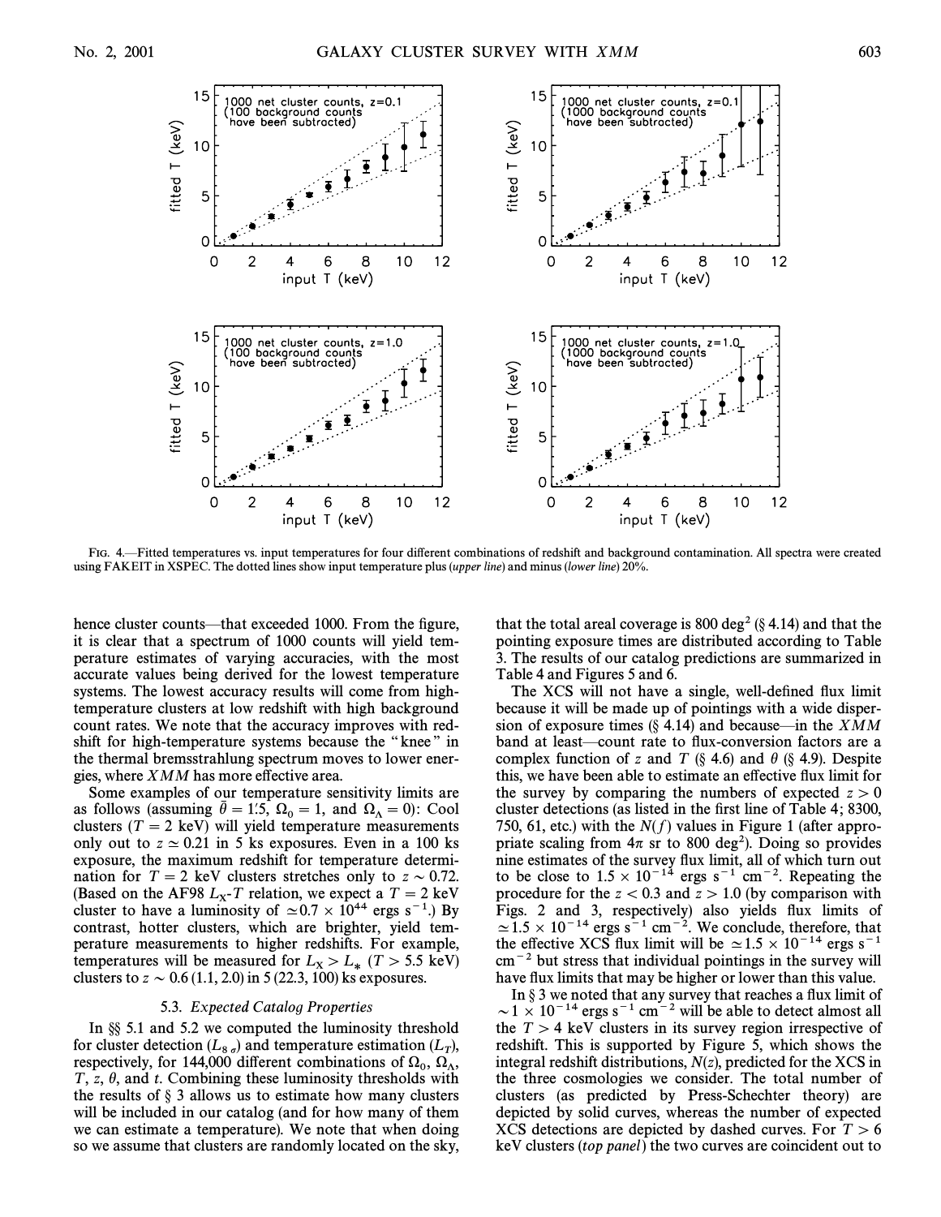FIG. 4.—Fitted temperatures vs. input temperatures for four different combinations of redshift and background contamination. All spectra were created using FAKEIT in XSPEC. The dotted lines show input temperature plus (*upper line*) and minus (*lower line*) 20%.

hence cluster counts—that exceeded 1000. From the figure, it is clear that a spectrum of 1000 counts will yield temperature estimates of varying accuracies, with the most accurate values being derived for the lowest temperature systems. The lowest accuracy results will come from high-temperature clusters at low redshift with high background count rates. We note that the accuracy improves with redshift for high-temperature systems because the "knee" in the thermal bremsstrahlung spectrum moves to lower energies, where *XMM* has more effective area.

Some examples of our temperature sensitivity limits are as follows (assuming $\bar{\theta} = 1\rlap{.}'5$, $\Omega_0 = 1$, and $\Omega_\Lambda = 0$): Cool clusters ($T = 2$ keV) will yield temperature measurements only out to $z \simeq 0.21$ in 5 ks exposures. Even in a 100 ks exposure, the maximum redshift for temperature determination for $T = 2$ keV clusters stretches only to $z \sim 0.72$. (Based on the AF98 $L_X$-$T$ relation, we expect a $T = 2$ keV cluster to have a luminosity of $\simeq 0.7 \times 10^{44}$ ergs s$^{-1}$.) By contrast, hotter clusters, which are brighter, yield temperature measurements to higher redshifts. For example, temperatures will be measured for $L_X > L_*$ ($T > 5.5$ keV) clusters to $z \sim 0.6$ (1.1, 2.0) in 5 (22.3, 100) ks exposures.

### 5.3. *Expected Catalog Properties*

In §§ 5.1 and 5.2 we computed the luminosity threshold for cluster detection ($L_{8\sigma}$) and temperature estimation ($L_T$), respectively, for 144,000 different combinations of $\Omega_0$, $\Omega_\Lambda$, $T$, $z$, $\theta$, and $t$. Combining these luminosity thresholds with the results of § 3 allows us to estimate how many clusters will be included in our catalog (and for how many of them we can estimate a temperature). We note that when doing so we assume that clusters are randomly located on the sky, that the total areal coverage is 800 deg$^2$ (§ 4.14) and that the pointing exposure times are distributed according to Table 3. The results of our catalog predictions are summarized in Table 4 and Figures 5 and 6.

The XCS will not have a single, well-defined flux limit because it will be made up of pointings with a wide dispersion of exposure times (§ 4.14) and because—in the *XMM* band at least—count rate to flux-conversion factors are a complex function of $z$ and $T$ (§ 4.6) and $\theta$ (§ 4.9). Despite this, we have been able to estimate an effective flux limit for the survey by comparing the numbers of expected $z > 0$ cluster detections (as listed in the first line of Table 4; 8300, 750, 61, etc.) with the $N(f)$ values in Figure 1 (after appropriate scaling from $4\pi$ sr to 800 deg$^2$). Doing so provides nine estimates of the survey flux limit, all of which turn out to be close to $1.5 \times 10^{-14}$ ergs s$^{-1}$ cm$^{-2}$. Repeating the procedure for the $z < 0.3$ and $z > 1.0$ (by comparison with Figs. 2 and 3, respectively) also yields flux limits of $\simeq 1.5 \times 10^{-14}$ ergs s$^{-1}$ cm$^{-2}$. We conclude, therefore, that the effective XCS flux limit will be $\simeq 1.5 \times 10^{-14}$ ergs s$^{-1}$ cm$^{-2}$ but stress that individual pointings in the survey will have flux limits that may be higher or lower than this value.

In § 3 we noted that any survey that reaches a flux limit of $\sim 1 \times 10^{-14}$ ergs s$^{-1}$ cm$^{-2}$ will be able to detect almost all the $T > 4$ keV clusters in its survey region irrespective of redshift. This is supported by Figure 5, which shows the integral redshift distributions, $N(z)$, predicted for the XCS in the three cosmologies we consider. The total number of clusters (as predicted by Press-Schechter theory) are depicted by solid curves, whereas the number of expected XCS detections are depicted by dashed curves. For $T > 6$ keV clusters (*top panel*) the two curves are coincident out to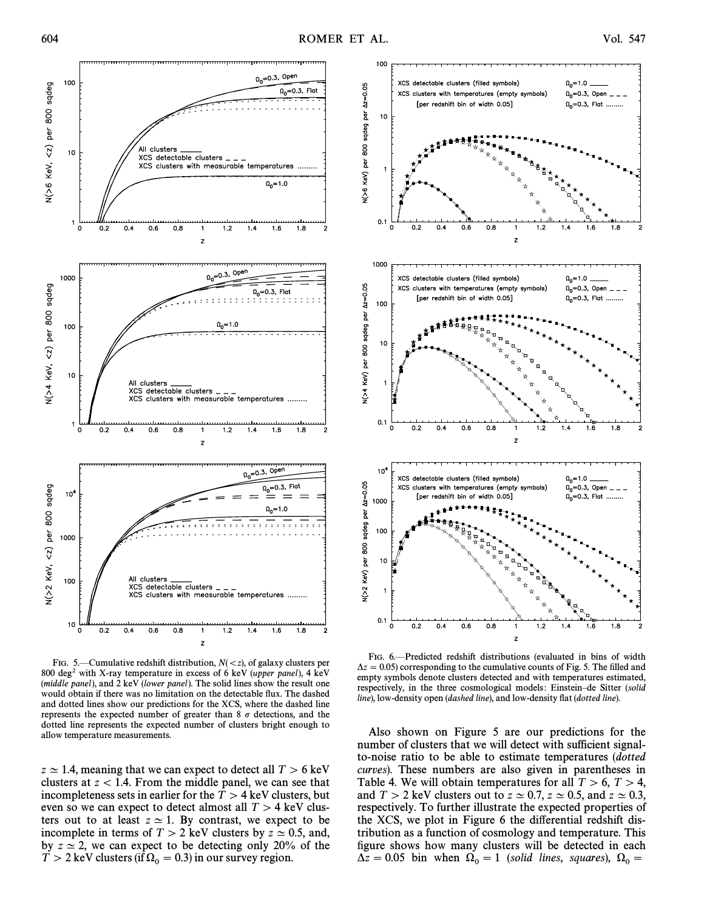FIG. 5.—Cumulative redshift distribution, $N(<z)$, of galaxy clusters per 800 deg$^2$ with X-ray temperature in excess of 6 keV (*upper panel*), 4 keV (*middle panel*), and 2 keV (*lower panel*). The solid lines show the result one would obtain if there was no limitation on the detectable flux. The dashed and dotted lines show our predictions for the XCS, where the dashed line represents the expected number of greater than 8 $\sigma$ detections, and the dotted line represents the expected number of clusters bright enough to allow temperature measurements.

FIG. 6.—Predicted redshift distributions (evaluated in bins of width $\Delta z = 0.05$) corresponding to the cumulative counts of Fig. 5. The filled and empty symbols denote clusters detected and with temperatures estimated, respectively, in the three cosmological models: Einstein–de Sitter (*solid line*), low-density open (*dashed line*), and low-density flat (*dotted line*).

$z \simeq 1.4$, meaning that we can expect to detect all $T > 6$ keV clusters at $z < 1.4$. From the middle panel, we can see that incompleteness sets in earlier for the $T > 4$ keV clusters, but even so we can expect to detect almost all $T > 4$ keV clusters out to at least $z \simeq 1$. By contrast, we expect to be incomplete in terms of $T > 2$ keV clusters by $z \simeq 0.5$, and, by $z \simeq 2$, we can expect to be detecting only 20% of the $T > 2$ keV clusters (if $\Omega_0 = 0.3$) in our survey region.

Also shown on Figure 5 are our predictions for the number of clusters that we will detect with sufficient signal-to-noise ratio to be able to estimate temperatures (*dotted curves*). These numbers are also given in parentheses in Table 4. We will obtain temperatures for all $T > 6$, $T > 4$, and $T > 2$ keV clusters out to $z \simeq 0.7$, $z \simeq 0.5$, and $z \simeq 0.3$, respectively. To further illustrate the expected properties of the XCS, we plot in Figure 6 the differential redshift distribution as a function of cosmology and temperature. This figure shows how many clusters will be detected in each $\Delta z = 0.05$ bin when $\Omega_0 = 1$ (*solid lines, squares*), $\Omega_0 =$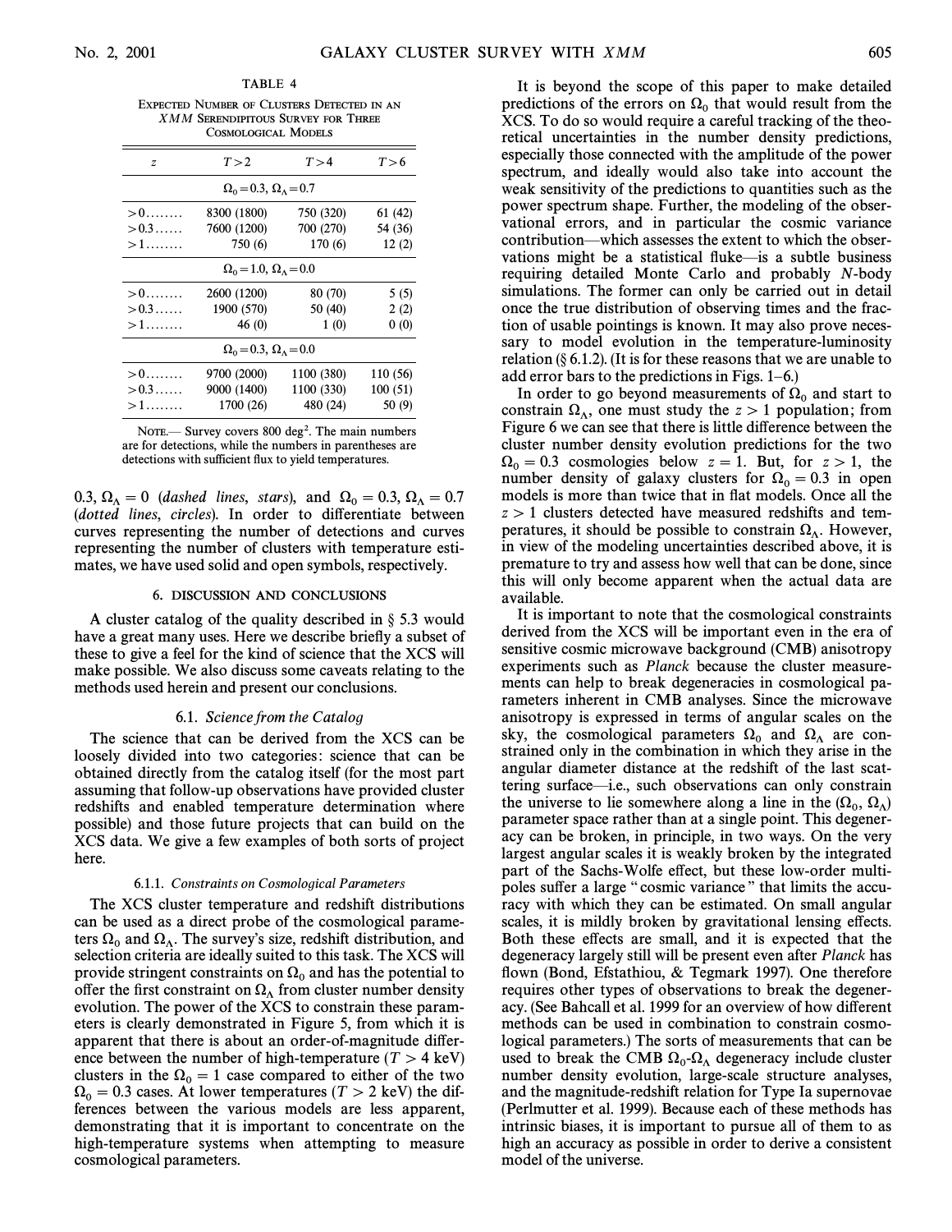TABLE 4

EXPECTED NUMBER OF CLUSTERS DETECTED IN AN *XMM* SERENDIPITOUS SURVEY FOR THREE COSMOLOGICAL MODELS

| $z$ | $T>2$ | $T>4$ | $T>6$ |
|---|---|---|---|
| | $\Omega_0=0.3$, $\Omega_\Lambda=0.7$ | | |
| >0........ | 8300 (1800) | 750 (320) | 61 (42) |
| >0.3...... | 7600 (1200) | 700 (270) | 54 (36) |
| >1........ | 750 (6) | 170 (6) | 12 (2) |
| | $\Omega_0=1.0$, $\Omega_\Lambda=0.0$ | | |
| >0........ | 2600 (1200) | 80 (70) | 5 (5) |
| >0.3...... | 1900 (570) | 50 (40) | 2 (2) |
| >1........ | 46 (0) | 1 (0) | 0 (0) |
| | $\Omega_0=0.3$, $\Omega_\Lambda=0.0$ | | |
| >0........ | 9700 (2000) | 1100 (380) | 110 (56) |
| >0.3...... | 9000 (1400) | 1100 (330) | 100 (51) |
| >1........ | 1700 (26) | 480 (24) | 50 (9) |

NOTE.— Survey covers 800 deg$^2$. The main numbers are for detections, while the numbers in parentheses are detections with sufficient flux to yield temperatures.

0.3, $\Omega_\Lambda = 0$ (*dashed lines, stars*), and $\Omega_0 = 0.3$, $\Omega_\Lambda = 0.7$ (*dotted lines, circles*). In order to differentiate between curves representing the number of detections and curves representing the number of clusters with temperature estimates, we have used solid and open symbols, respectively.

## 6. DISCUSSION AND CONCLUSIONS

A cluster catalog of the quality described in § 5.3 would have a great many uses. Here we describe briefly a subset of these to give a feel for the kind of science that the XCS will make possible. We also discuss some caveats relating to the methods used herein and present our conclusions.

### 6.1. *Science from the Catalog*

The science that can be derived from the XCS can be loosely divided into two categories: science that can be obtained directly from the catalog itself (for the most part assuming that follow-up observations have provided cluster redshifts and enabled temperature determination where possible) and those future projects that can build on the XCS data. We give a few examples of both sorts of project here.

#### 6.1.1. *Constraints on Cosmological Parameters*

The XCS cluster temperature and redshift distributions can be used as a direct probe of the cosmological parameters $\Omega_0$ and $\Omega_\Lambda$. The survey's size, redshift distribution, and selection criteria are ideally suited to this task. The XCS will provide stringent constraints on $\Omega_0$ and has the potential to offer the first constraint on $\Omega_\Lambda$ from cluster number density evolution. The power of the XCS to constrain these parameters is clearly demonstrated in Figure 5, from which it is apparent that there is about an order-of-magnitude difference between the number of high-temperature ($T > 4$ keV) clusters in the $\Omega_0 = 1$ case compared to either of the two $\Omega_0 = 0.3$ cases. At lower temperatures ($T > 2$ keV) the differences between the various models are less apparent, demonstrating that it is important to concentrate on the high-temperature systems when attempting to measure cosmological parameters.

It is beyond the scope of this paper to make detailed predictions of the errors on $\Omega_0$ that would result from the XCS. To do so would require a careful tracking of the theoretical uncertainties in the number density predictions, especially those connected with the amplitude of the power spectrum, and ideally would also take into account the weak sensitivity of the predictions to quantities such as the power spectrum shape. Further, the modeling of the observational errors, and in particular the cosmic variance contribution—which assesses the extent to which the observations might be a statistical fluke—is a subtle business requiring detailed Monte Carlo and probably *N*-body simulations. The former can only be carried out in detail once the true distribution of observing times and the fraction of usable pointings is known. It may also prove necessary to model evolution in the temperature-luminosity relation (§ 6.1.2). (It is for these reasons that we are unable to add error bars to the predictions in Figs. 1–6.)

In order to go beyond measurements of $\Omega_0$ and start to constrain $\Omega_\Lambda$, one must study the $z > 1$ population; from Figure 6 we can see that there is little difference between the cluster number density evolution predictions for the two $\Omega_0 = 0.3$ cosmologies below $z = 1$. But, for $z > 1$, the number density of galaxy clusters for $\Omega_0 = 0.3$ in open models is more than twice that in flat models. Once all the $z > 1$ clusters detected have measured redshifts and temperatures, it should be possible to constrain $\Omega_\Lambda$. However, in view of the modeling uncertainties described above, it is premature to try and assess how well that can be done, since this will only become apparent when the actual data are available.

It is important to note that the cosmological constraints derived from the XCS will be important even in the era of sensitive cosmic microwave background (CMB) anisotropy experiments such as *Planck* because the cluster measurements can help to break degeneracies in cosmological parameters inherent in CMB analyses. Since the microwave anisotropy is expressed in terms of angular scales on the sky, the cosmological parameters $\Omega_0$ and $\Omega_\Lambda$ are constrained only in the combination in which they arise in the angular diameter distance at the redshift of the last scattering surface—i.e., such observations can only constrain the universe to lie somewhere along a line in the ($\Omega_0$, $\Omega_\Lambda$) parameter space rather than at a single point. This degeneracy can be broken, in principle, in two ways. On the very largest angular scales it is weakly broken by the integrated part of the Sachs-Wolfe effect, but these low-order multipoles suffer a large "cosmic variance" that limits the accuracy with which they can be estimated. On small angular scales, it is mildly broken by gravitational lensing effects. Both these effects are small, and it is expected that the degeneracy largely still will be present even after *Planck* has flown (Bond, Efstathiou, & Tegmark 1997). One therefore requires other types of observations to break the degeneracy. (See Bahcall et al. 1999 for an overview of how different methods can be used in combination to constrain cosmological parameters.) The sorts of measurements that can be used to break the CMB $\Omega_0$-$\Omega_\Lambda$ degeneracy include cluster number density evolution, large-scale structure analyses, and the magnitude-redshift relation for Type Ia supernovae (Perlmutter et al. 1999). Because each of these methods has intrinsic biases, it is important to pursue all of them to as high an accuracy as possible in order to derive a consistent model of the universe.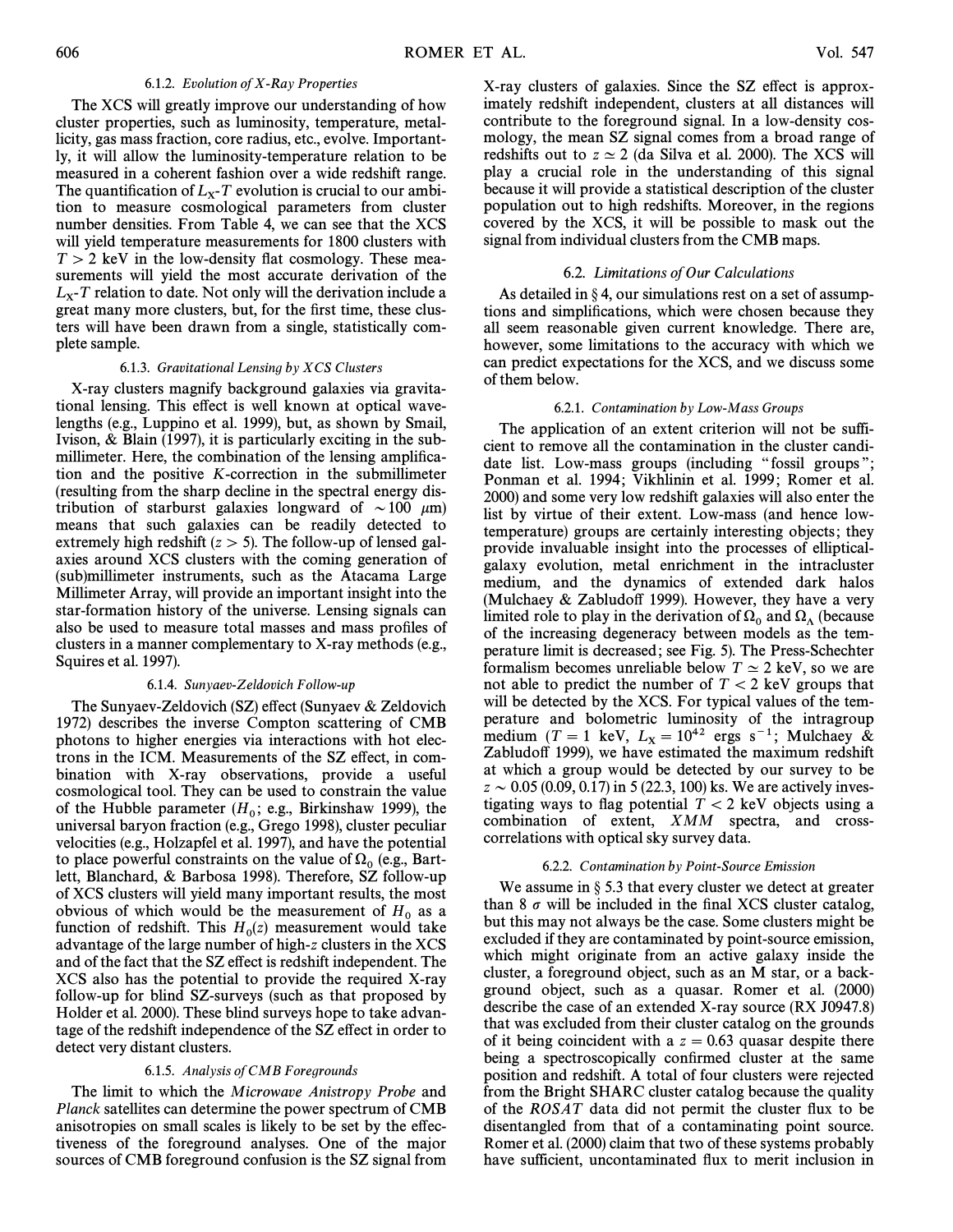#### 6.1.2. *Evolution of X-Ray Properties*

The XCS will greatly improve our understanding of how cluster properties, such as luminosity, temperature, metallicity, gas mass fraction, core radius, etc., evolve. Importantly, it will allow the luminosity-temperature relation to be measured in a coherent fashion over a wide redshift range. The quantification of $L_X$-$T$ evolution is crucial to our ambition to measure cosmological parameters from cluster number densities. From Table 4, we can see that the XCS will yield temperature measurements for 1800 clusters with $T > 2$ keV in the low-density flat cosmology. These measurements will yield the most accurate derivation of the $L_X$-$T$ relation to date. Not only will the derivation include a great many more clusters, but, for the first time, these clusters will have been drawn from a single, statistically complete sample.

#### 6.1.3. *Gravitational Lensing by XCS Clusters*

X-ray clusters magnify background galaxies via gravitational lensing. This effect is well known at optical wavelengths (e.g., Luppino et al. 1999), but, as shown by Smail, Ivison, & Blain (1997), it is particularly exciting in the submillimeter. Here, the combination of the lensing amplification and the positive $K$-correction in the submillimeter (resulting from the sharp decline in the spectral energy distribution of starburst galaxies longward of $\sim 100$ $\mu$m) means that such galaxies can be readily detected to extremely high redshift ($z > 5$). The follow-up of lensed galaxies around XCS clusters with the coming generation of (sub)millimeter instruments, such as the Atacama Large Millimeter Array, will provide an important insight into the star-formation history of the universe. Lensing signals can also be used to measure total masses and mass profiles of clusters in a manner complementary to X-ray methods (e.g., Squires et al. 1997).

#### 6.1.4. *Sunyaev-Zeldovich Follow-up*

The Sunyaev-Zeldovich (SZ) effect (Sunyaev & Zeldovich 1972) describes the inverse Compton scattering of CMB photons to higher energies via interactions with hot electrons in the ICM. Measurements of the SZ effect, in combination with X-ray observations, provide a useful cosmological tool. They can be used to constrain the value of the Hubble parameter ($H_0$; e.g., Birkinshaw 1999), the universal baryon fraction (e.g., Grego 1998), cluster peculiar velocities (e.g., Holzapfel et al. 1997), and have the potential to place powerful constraints on the value of $\Omega_0$ (e.g., Bartlett, Blanchard, & Barbosa 1998). Therefore, SZ follow-up of XCS clusters will yield many important results, the most obvious of which would be the measurement of $H_0$ as a function of redshift. This $H_0(z)$ measurement would take advantage of the large number of high-$z$ clusters in the XCS and of the fact that the SZ effect is redshift independent. The XCS also has the potential to provide the required X-ray follow-up for blind SZ-surveys (such as that proposed by Holder et al. 2000). These blind surveys hope to take advantage of the redshift independence of the SZ effect in order to detect very distant clusters.

#### 6.1.5. *Analysis of CMB Foregrounds*

The limit to which the *Microwave Anistropy Probe* and *Planck* satellites can determine the power spectrum of CMB anisotropies on small scales is likely to be set by the effectiveness of the foreground analyses. One of the major sources of CMB foreground confusion is the SZ signal from X-ray clusters of galaxies. Since the SZ effect is approximately redshift independent, clusters at all distances will contribute to the foreground signal. In a low-density cosmology, the mean SZ signal comes from a broad range of redshifts out to $z \simeq 2$ (da Silva et al. 2000). The XCS will play a crucial role in the understanding of this signal because it will provide a statistical description of the cluster population out to high redshifts. Moreover, in the regions covered by the XCS, it will be possible to mask out the signal from individual clusters from the CMB maps.

### 6.2. *Limitations of Our Calculations*

As detailed in § 4, our simulations rest on a set of assumptions and simplifications, which were chosen because they all seem reasonable given current knowledge. There are, however, some limitations to the accuracy with which we can predict expectations for the XCS, and we discuss some of them below.

#### 6.2.1. *Contamination by Low-Mass Groups*

The application of an extent criterion will not be sufficient to remove all the contamination in the cluster candidate list. Low-mass groups (including "fossil groups"; Ponman et al. 1994; Vikhlinin et al. 1999; Romer et al. 2000) and some very low redshift galaxies will also enter the list by virtue of their extent. Low-mass (and hence low-temperature) groups are certainly interesting objects; they provide invaluable insight into the processes of elliptical-galaxy evolution, metal enrichment in the intracluster medium, and the dynamics of extended dark halos (Mulchaey & Zabludoff 1999). However, they have a very limited role to play in the derivation of $\Omega_0$ and $\Omega_\Lambda$ (because of the increasing degeneracy between models as the temperature limit is decreased; see Fig. 5). The Press-Schechter formalism becomes unreliable below $T \simeq 2$ keV, so we are not able to predict the number of $T < 2$ keV groups that will be detected by the XCS. For typical values of the temperature and bolometric luminosity of the intragroup medium ($T = 1$ keV, $L_X = 10^{42}$ ergs s$^{-1}$; Mulchaey & Zabludoff 1999), we have estimated the maximum redshift at which a group would be detected by our survey to be $z \sim 0.05$ (0.09, 0.17) in 5 (22.3, 100) ks. We are actively investigating ways to flag potential $T < 2$ keV objects using a combination of extent, *XMM* spectra, and cross-correlations with optical sky survey data.

#### 6.2.2. *Contamination by Point-Source Emission*

We assume in § 5.3 that every cluster we detect at greater than 8 $\sigma$ will be included in the final XCS cluster catalog, but this may not always be the case. Some clusters might be excluded if they are contaminated by point-source emission, which might originate from an active galaxy inside the cluster, a foreground object, such as an M star, or a background object, such as a quasar. Romer et al. (2000) describe the case of an extended X-ray source (RX J0947.8) that was excluded from their cluster catalog on the grounds of it being coincident with a $z = 0.63$ quasar despite there being a spectroscopically confirmed cluster at the same position and redshift. A total of four clusters were rejected from the Bright SHARC cluster catalog because the quality of the *ROSAT* data did not permit the cluster flux to be disentangled from that of a contaminating point source. Romer et al. (2000) claim that two of these systems probably have sufficient, uncontaminated flux to merit inclusion in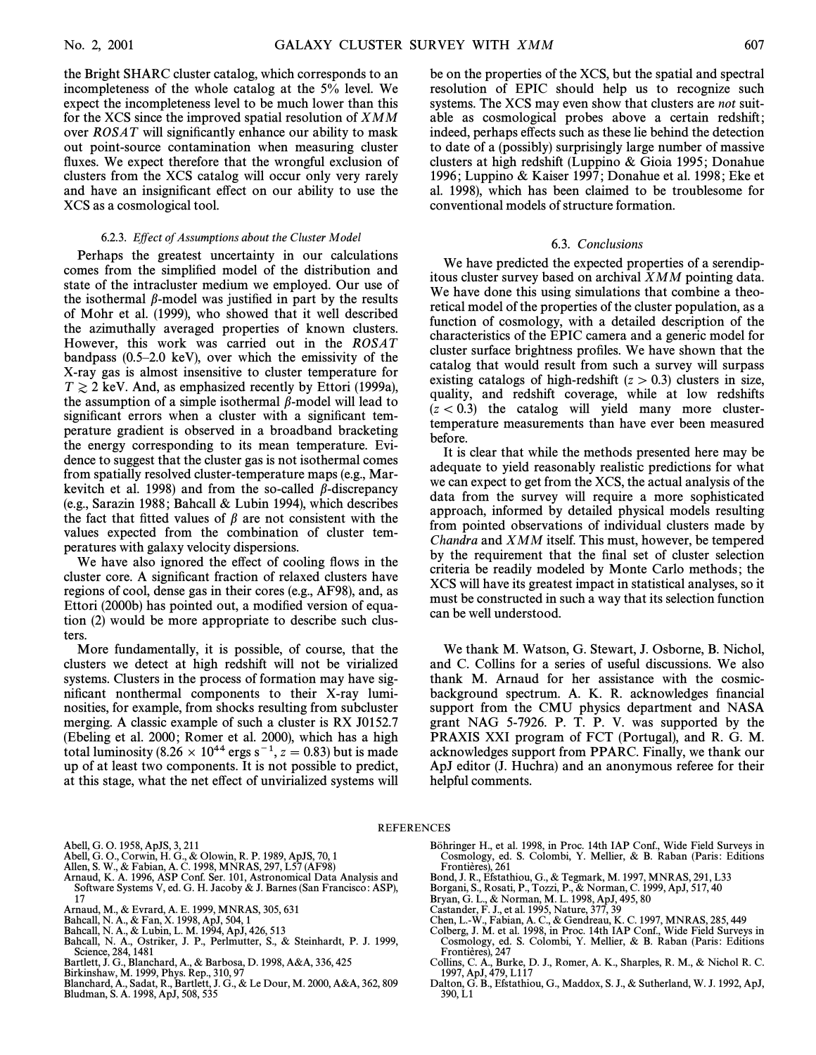the Bright SHARC cluster catalog, which corresponds to an incompleteness of the whole catalog at the 5% level. We expect the incompleteness level to be much lower than this for the XCS since the improved spatial resolution of *XMM* over *ROSAT* will significantly enhance our ability to mask out point-source contamination when measuring cluster fluxes. We expect therefore that the wrongful exclusion of clusters from the XCS catalog will occur only very rarely and have an insignificant effect on our ability to use the XCS as a cosmological tool.

#### 6.2.3. *Effect of Assumptions about the Cluster Model*

Perhaps the greatest uncertainty in our calculations comes from the simplified model of the distribution and state of the intracluster medium we employed. Our use of the isothermal $\beta$-model was justified in part by the results of Mohr et al. (1999), who showed that it well described the azimuthally averaged properties of known clusters. However, this work was carried out in the *ROSAT* bandpass (0.5–2.0 keV), over which the emissivity of the X-ray gas is almost insensitive to cluster temperature for $T \gtrsim 2$ keV. And, as emphasized recently by Ettori (1999a), the assumption of a simple isothermal $\beta$-model will lead to significant errors when a cluster with a significant temperature gradient is observed in a broadband bracketing the energy corresponding to its mean temperature. Evidence to suggest that the cluster gas is not isothermal comes from spatially resolved cluster-temperature maps (e.g., Markevitch et al. 1998) and from the so-called $\beta$-discrepancy (e.g., Sarazin 1988; Bahcall & Lubin 1994), which describes the fact that fitted values of $\beta$ are not consistent with the values expected from the combination of cluster temperatures with galaxy velocity dispersions.

We have also ignored the effect of cooling flows in the cluster core. A significant fraction of relaxed clusters have regions of cool, dense gas in their cores (e.g., AF98), and, as Ettori (2000b) has pointed out, a modified version of equation (2) would be more appropriate to describe such clusters.

More fundamentally, it is possible, of course, that the clusters we detect at high redshift will not be virialized systems. Clusters in the process of formation may have significant nonthermal components to their X-ray luminosities, for example, from shocks resulting from subcluster merging. A classic example of such a cluster is RX J0152.7 (Ebeling et al. 2000; Romer et al. 2000), which has a high total luminosity ($8.26 \times 10^{44}$ ergs s$^{-1}$, $z = 0.83$) but is made up of at least two components. It is not possible to predict, at this stage, what the net effect of unvirialized systems will be on the properties of the XCS, but the spatial and spectral resolution of EPIC should help us to recognize such systems. The XCS may even show that clusters are *not* suitable as cosmological probes above a certain redshift; indeed, perhaps effects such as these lie behind the detection to date of a (possibly) surprisingly large number of massive clusters at high redshift (Luppino & Gioia 1995; Donahue 1996; Luppino & Kaiser 1997; Donahue et al. 1998; Eke et al. 1998), which has been claimed to be troublesome for conventional models of structure formation.

### 6.3. *Conclusions*

We have predicted the expected properties of a serendipitous cluster survey based on archival *XMM* pointing data. We have done this using simulations that combine a theoretical model of the properties of the cluster population, as a function of cosmology, with a detailed description of the characteristics of the EPIC camera and a generic model for cluster surface brightness profiles. We have shown that the catalog that would result from such a survey will surpass existing catalogs of high-redshift ($z > 0.3$) clusters in size, quality, and redshift coverage, while at low redshifts ($z < 0.3$) the catalog will yield many more cluster-temperature measurements than have ever been measured before.

It is clear that while the methods presented here may be adequate to yield reasonably realistic predictions for what we can expect to get from the XCS, the actual analysis of the data from the survey will require a more sophisticated approach, informed by detailed physical models resulting from pointed observations of individual clusters made by *Chandra* and *XMM* itself. This must, however, be tempered by the requirement that the final set of cluster selection criteria be readily modeled by Monte Carlo methods; the XCS will have its greatest impact in statistical analyses, so it must be constructed in such a way that its selection function can be well understood.

We thank M. Watson, G. Stewart, J. Osborne, B. Nichol, and C. Collins for a series of useful discussions. We also thank M. Arnaud for her assistance with the cosmic-background spectrum. A. K. R. acknowledges financial support from the CMU physics department and NASA grant NAG 5-7926. P. T. P. V. was supported by the PRAXIS XXI program of FCT (Portugal), and R. G. M. acknowledges support from PPARC. Finally, we thank our ApJ editor (J. Huchra) and an anonymous referee for their helpful comments.

## REFERENCES

Abell, G. O. 1958, ApJS, 3, 211
Abell, G. O., Corwin, H. G., & Olowin, R. P. 1989, ApJS, 70, 1
Allen, S. W., & Fabian, A. C. 1998, MNRAS, 297, L57 (AF98)
Arnaud, K. A. 1996, ASP Conf. Ser. 101, Astronomical Data Analysis and Software Systems V, ed. G. H. Jacoby & J. Barnes (San Francisco: ASP), 17
Arnaud, M., & Evrard, A. E. 1999, MNRAS, 305, 631
Bahcall, N. A., & Fan, X. 1998, ApJ, 504, 1
Bahcall, N. A., & Lubin, L. M. 1994, ApJ, 426, 513
Bahcall, N. A., Ostriker, J. P., Perlmutter, S., & Steinhardt, P. J. 1999, Science, 284, 1481
Bartlett, J. G., Blanchard, A., & Barbosa, D. 1998, A&A, 336, 425
Birkinshaw, M. 1999, Phys. Rep., 310, 97
Blanchard, A., Sadat, R., Bartlett, J. G., & Le Dour, M. 2000, A&A, 362, 809
Bludman, S. A. 1998, ApJ, 508, 535
Böhringer H., et al. 1998, in Proc. 14th IAP Conf., Wide Field Surveys in Cosmology, ed. S. Colombi, Y. Mellier, & B. Raban (Paris: Editions Frontières), 261
Bond, J. R., Efstathiou, G., & Tegmark, M. 1997, MNRAS, 291, L33
Borgani, S., Rosati, P., Tozzi, P., & Norman, C. 1999, ApJ, 517, 40
Bryan, G. L., & Norman, M. L. 1998, ApJ, 495, 80
Castander, F. J., et al. 1995, Nature, 377, 39
Chen, L.-W., Fabian, A. C., & Gendreau, K. C. 1997, MNRAS, 285, 449
Colberg, J. M. et al. 1998, in Proc. 14th IAP Conf., Wide Field Surveys in Cosmology, ed. S. Colombi, Y. Mellier, & B. Raban (Paris: Editions Frontières), 247
Collins, C. A., Burke, D. J., Romer, A. K., Sharples, R. M., & Nichol R. C. 1997, ApJ, 479, L117
Dalton, G. B., Efstathiou, G., Maddox, S. J., & Sutherland, W. J. 1992, ApJ, 390, L1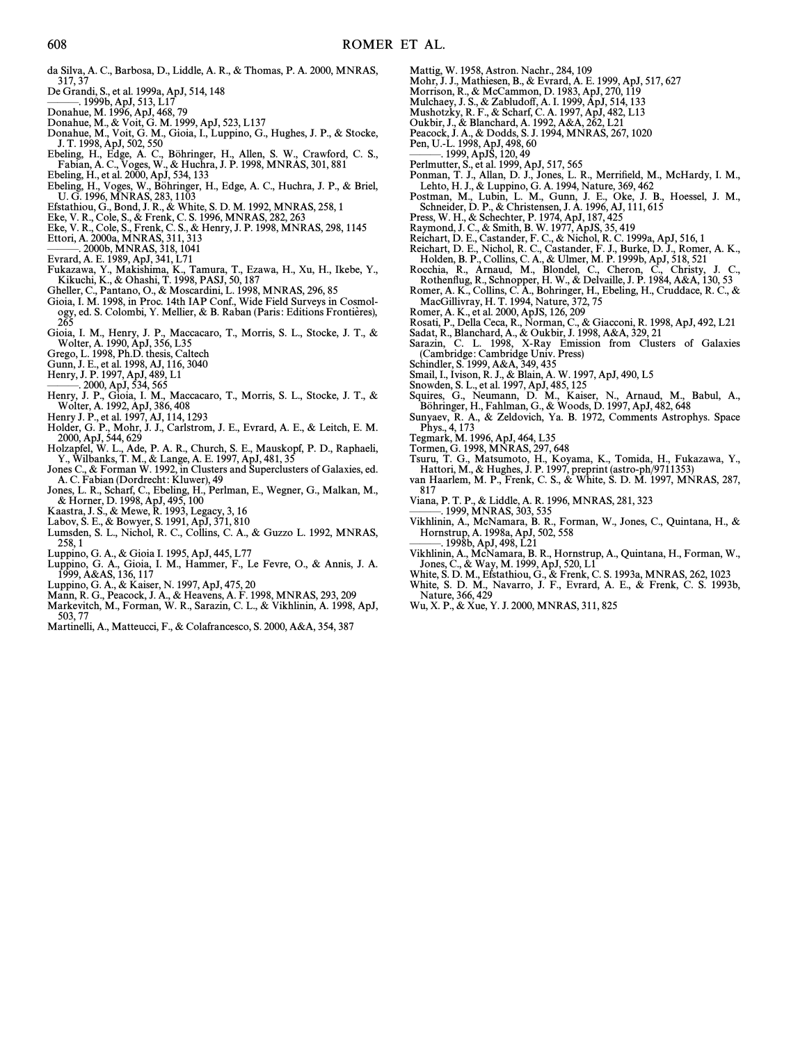da Silva, A. C., Barbosa, D., Liddle, A. R., & Thomas, P. A. 2000, MNRAS, 317, 37

De Grandi, S., et al. 1999a, ApJ, 514, 148

———. 1999b, ApJ, 513, L17

Donahue, M. 1996, ApJ, 468, 79

Donahue, M., & Voit, G. M. 1999, ApJ, 523, L137

Donahue, M., Voit, G. M., Gioia, I., Luppino, G., Hughes, J. P., & Stocke, J. T. 1998, ApJ, 502, 550

Ebeling, H., Edge, A. C., Böhringer, H., Allen, S. W., Crawford, C. S., Fabian, A. C., Voges, W., & Huchra, J. P. 1998, MNRAS, 301, 881

Ebeling, H., et al. 2000, ApJ, 534, 133

Ebeling, H., Voges, W., Böhringer, H., Edge, A. C., Huchra, J. P., & Briel, U. G. 1996, MNRAS, 283, 1103

Efstathiou, G., Bond, J. R., & White, S. D. M. 1992, MNRAS, 258, 1

Eke, V. R., Cole, S., & Frenk, C. S. 1996, MNRAS, 282, 263

Eke, V. R., Cole, S., Frenk, C. S., & Henry, J. P. 1998, MNRAS, 298, 1145

Ettori, A. 2000a, MNRAS, 311, 313

———. 2000b, MNRAS, 318, 1041

Evrard, A. E. 1989, ApJ, 341, L71

Fukazawa, Y., Makishima, K., Tamura, T., Ezawa, H., Xu, H., Ikebe, Y., Kikuchi, K., & Ohashi, T. 1998, PASJ, 50, 187

Gheller, C., Pantano, O., & Moscardini, L. 1998, MNRAS, 296, 85

Gioia, I. M. 1998, in Proc. 14th IAP Conf., Wide Field Surveys in Cosmology, ed. S. Colombi, Y. Mellier, & B. Raban (Paris: Editions Frontières), 265

Gioia, I. M., Henry, J. P., Maccacaro, T., Morris, S. L., Stocke, J. T., & Wolter, A. 1990, ApJ, 356, L35

Grego, L. 1998, Ph.D. thesis, Caltech

Gunn, J. E., et al. 1998, AJ, 116, 3040

Henry, J. P. 1997, ApJ, 489, L1

———. 2000, ApJ, 534, 565

Henry, J. P., Gioia, I. M., Maccacaro, T., Morris, S. L., Stocke, J. T., & Wolter, A. 1992, ApJ, 386, 408

Henry J. P., et al. 1997, AJ, 114, 1293

Holder, G. P., Mohr, J. J., Carlstrom, J. E., Evrard, A. E., & Leitch, E. M. 2000, ApJ, 544, 629

Holzapfel, W. L., Ade, P. A. R., Church, S. E., Mauskopf, P. D., Raphaeli, Y., Wilbanks, T. M., & Lange, A. E. 1997, ApJ, 481, 35

Jones C., & Forman W. 1992, in Clusters and Superclusters of Galaxies, ed. A. C. Fabian (Dordrecht: Kluwer), 49

Jones, L. R., Scharf, C., Ebeling, H., Perlman, E., Wegner, G., Malkan, M., & Horner, D. 1998, ApJ, 495, 100

Kaastra, J. S., & Mewe, R. 1993, Legacy, 3, 16

Labov, S. E., & Bowyer, S. 1991, ApJ, 371, 810

Lumsden, S. L., Nichol, R. C., Collins, C. A., & Guzzo L. 1992, MNRAS, 258, 1

Luppino, G. A., & Gioia I. 1995, ApJ, 445, L77

Luppino, G. A., Gioia, I. M., Hammer, F., Le Fevre, O., & Annis, J. A. 1999, A&AS, 136, 117

Luppino, G. A., & Kaiser, N. 1997, ApJ, 475, 20

Mann, R. G., Peacock, J. A., & Heavens, A. F. 1998, MNRAS, 293, 209

Markevitch, M., Forman, W. R., Sarazin, C. L., & Vikhlinin, A. 1998, ApJ, 503, 77

Martinelli, A., Matteucci, F., & Colafrancesco, S. 2000, A&A, 354, 387

Mattig, W. 1958, Astron. Nachr., 284, 109

Mohr, J. J., Mathiesen, B., & Evrard, A. E. 1999, ApJ, 517, 627

Morrison, R., & McCammon, D. 1983, ApJ, 270, 119

Mulchaey, J. S., & Zabludoff, A. I. 1999, ApJ, 514, 133

Mushotzky, R. F., & Scharf, C. A. 1997, ApJ, 482, L13

Oukbir, J., & Blanchard, A. 1992, A&A, 262, L21

Peacock, J. A., & Dodds, S. J. 1994, MNRAS, 267, 1020

Pen, U.-L. 1998, ApJ, 498, 60

———. 1999, ApJS, 120, 49

Perlmutter, S., et al. 1999, ApJ, 517, 565

Ponman, T. J., Allan, D. J., Jones, L. R., Merrifield, M., McHardy, I. M., Lehto, H. J., & Luppino, G. A. 1994, Nature, 369, 462

Postman, M., Lubin, L. M., Gunn, J. E., Oke, J. B., Hoessel, J. M., Schneider, D. P., & Christensen, J. A. 1996, AJ, 111, 615

Press, W. H., & Schechter, P. 1974, ApJ, 187, 425

Raymond, J. C., & Smith, B. W. 1977, ApJS, 35, 419

Reichart, D. E., Castander, F. C., & Nichol, R. C. 1999a, ApJ, 516, 1

Reichart, D. E., Nichol, R. C., Castander, F. J., Burke, D. J., Romer, A. K., Holden, B. P., Collins, C. A., & Ulmer, M. P. 1999b, ApJ, 518, 521

Rocchia, R., Arnaud, M., Blondel, C., Cheron, C., Christy, J. C., Rothenflug, R., Schnopper, H. W., & Delvaille, J. P. 1984, A&A, 130, 53

Romer, A. K., Collins, C. A., Bohringer, H., Ebeling, H., Cruddace, R. C., & MacGillivray, H. T. 1994, Nature, 372, 75

Romer, A. K., et al. 2000, ApJS, 126, 209

Rosati, P., Della Ceca, R., Norman, C., & Giacconi, R. 1998, ApJ, 492, L21

Sadat, R., Blanchard, A., & Oukbir, J. 1998, A&A, 329, 21

Sarazin, C. L. 1998, X-Ray Emission from Clusters of Galaxies (Cambridge: Cambridge Univ. Press)

Schindler, S. 1999, A&A, 349, 435

Smail, I., Ivison, R. J., & Blain, A. W. 1997, ApJ, 490, L5

Snowden, S. L., et al. 1997, ApJ, 485, 125

Squires, G., Neumann, D. M., Kaiser, N., Arnaud, M., Babul, A., Böhringer, H., Fahlman, G., & Woods, D. 1997, ApJ, 482, 648

Sunyaev, R. A., & Zeldovich, Ya. B. 1972, Comments Astrophys. Space Phys., 4, 173

Tegmark, M. 1996, ApJ, 464, L35

Tormen, G. 1998, MNRAS, 297, 648

Tsuru, T. G., Matsumoto, H., Koyama, K., Tomida, H., Fukazawa, Y., Hattori, M., & Hughes, J. P. 1997, preprint (astro-ph/9711353)

van Haarlem, M. P., Frenk, C. S., & White, S. D. M. 1997, MNRAS, 287, 817

Viana, P. T. P., & Liddle, A. R. 1996, MNRAS, 281, 323

———. 1999, MNRAS, 303, 535

Vikhlinin, A., McNamara, B. R., Forman, W., Jones, C., Quintana, H., & Hornstrup, A. 1998a, ApJ, 502, 558

———. 1998b, ApJ, 498, L21

Vikhlinin, A., McNamara, B. R., Hornstrup, A., Quintana, H., Forman, W., Jones, C., & Way, M. 1999, ApJ, 520, L1

White, S. D. M., Efstathiou, G., & Frenk, C. S. 1993a, MNRAS, 262, 1023

White, S. D. M., Navarro, J. F., Evrard, A. E., & Frenk, C. S. 1993b, Nature, 366, 429

Wu, X. P., & Xue, Y. J. 2000, MNRAS, 311, 825